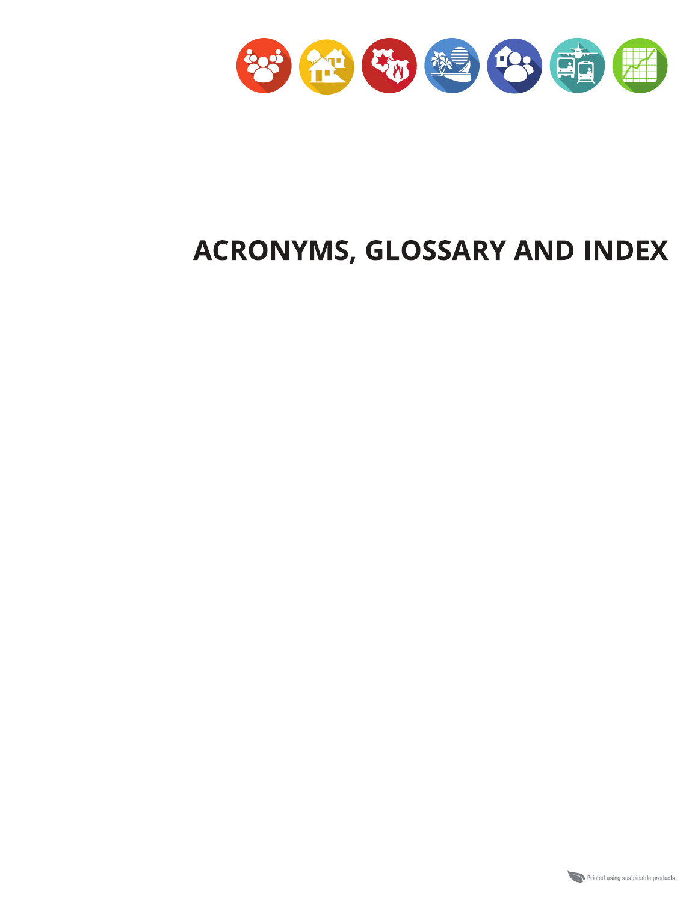# ACRONYMS, GLOSSARY AND INDEX

Printed using sustainable products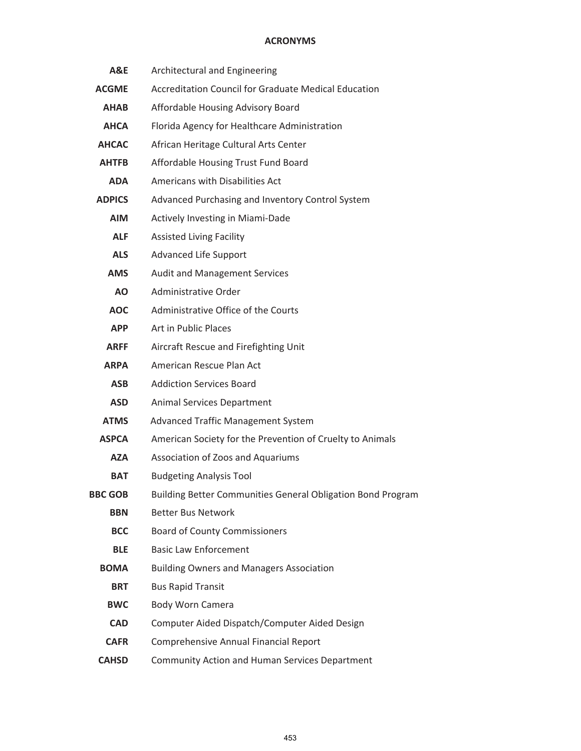## ACRONYMS

| | |
|---|---|
| **A&E** | Architectural and Engineering |
| **ACGME** | Accreditation Council for Graduate Medical Education |
| **AHAB** | Affordable Housing Advisory Board |
| **AHCA** | Florida Agency for Healthcare Administration |
| **AHCAC** | African Heritage Cultural Arts Center |
| **AHTFB** | Affordable Housing Trust Fund Board |
| **ADA** | Americans with Disabilities Act |
| **ADPICS** | Advanced Purchasing and Inventory Control System |
| **AIM** | Actively Investing in Miami-Dade |
| **ALF** | Assisted Living Facility |
| **ALS** | Advanced Life Support |
| **AMS** | Audit and Management Services |
| **AO** | Administrative Order |
| **AOC** | Administrative Office of the Courts |
| **APP** | Art in Public Places |
| **ARFF** | Aircraft Rescue and Firefighting Unit |
| **ARPA** | American Rescue Plan Act |
| **ASB** | Addiction Services Board |
| **ASD** | Animal Services Department |
| **ATMS** | Advanced Traffic Management System |
| **ASPCA** | American Society for the Prevention of Cruelty to Animals |
| **AZA** | Association of Zoos and Aquariums |
| **BAT** | Budgeting Analysis Tool |
| **BBC GOB** | Building Better Communities General Obligation Bond Program |
| **BBN** | Better Bus Network |
| **BCC** | Board of County Commissioners |
| **BLE** | Basic Law Enforcement |
| **BOMA** | Building Owners and Managers Association |
| **BRT** | Bus Rapid Transit |
| **BWC** | Body Worn Camera |
| **CAD** | Computer Aided Dispatch/Computer Aided Design |
| **CAFR** | Comprehensive Annual Financial Report |
| **CAHSD** | Community Action and Human Services Department |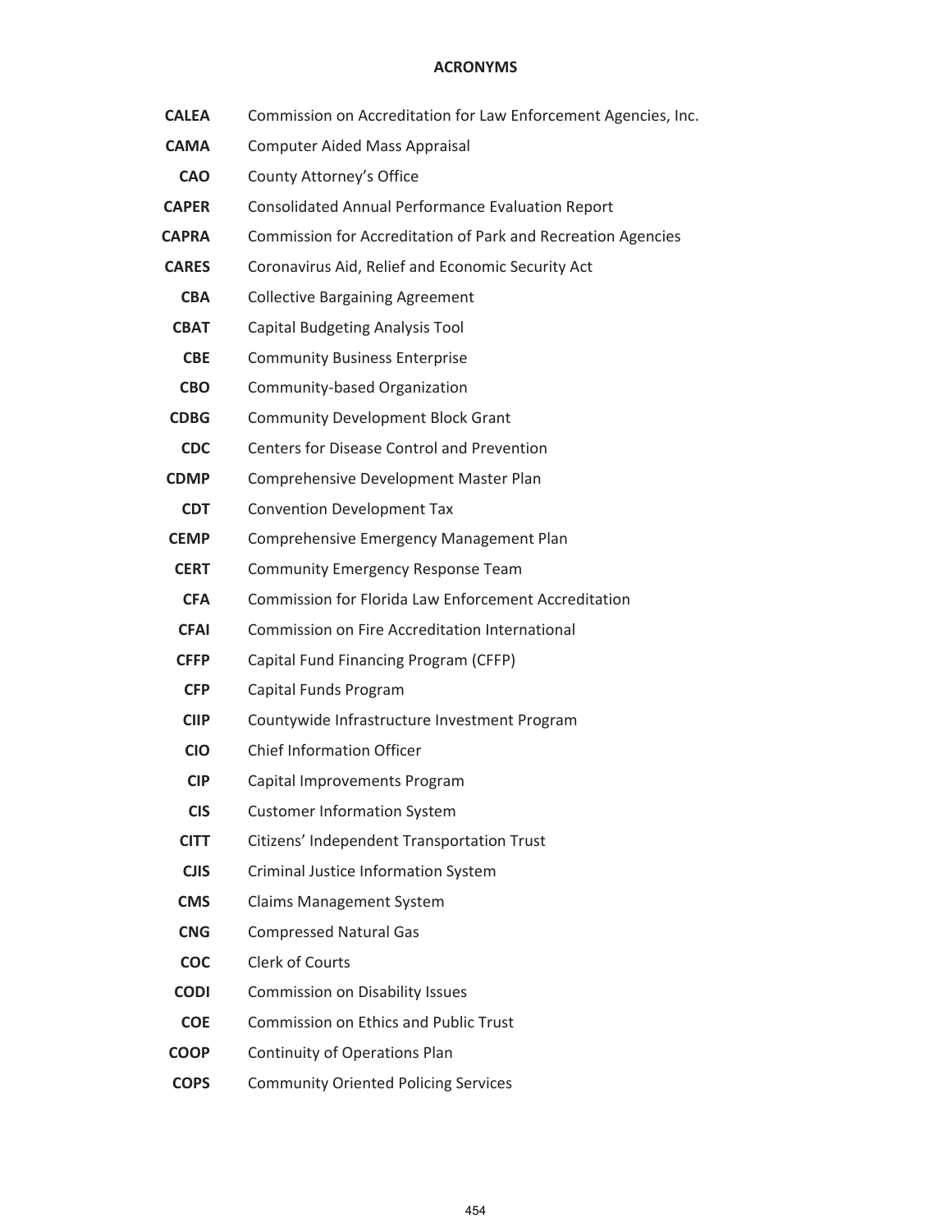# ACRONYMS

| | |
|---|---|
| **CALEA** | Commission on Accreditation for Law Enforcement Agencies, Inc. |
| **CAMA** | Computer Aided Mass Appraisal |
| **CAO** | County Attorney's Office |
| **CAPER** | Consolidated Annual Performance Evaluation Report |
| **CAPRA** | Commission for Accreditation of Park and Recreation Agencies |
| **CARES** | Coronavirus Aid, Relief and Economic Security Act |
| **CBA** | Collective Bargaining Agreement |
| **CBAT** | Capital Budgeting Analysis Tool |
| **CBE** | Community Business Enterprise |
| **CBO** | Community-based Organization |
| **CDBG** | Community Development Block Grant |
| **CDC** | Centers for Disease Control and Prevention |
| **CDMP** | Comprehensive Development Master Plan |
| **CDT** | Convention Development Tax |
| **CEMP** | Comprehensive Emergency Management Plan |
| **CERT** | Community Emergency Response Team |
| **CFA** | Commission for Florida Law Enforcement Accreditation |
| **CFAI** | Commission on Fire Accreditation International |
| **CFFP** | Capital Fund Financing Program (CFFP) |
| **CFP** | Capital Funds Program |
| **CIIP** | Countywide Infrastructure Investment Program |
| **CIO** | Chief Information Officer |
| **CIP** | Capital Improvements Program |
| **CIS** | Customer Information System |
| **CITT** | Citizens' Independent Transportation Trust |
| **CJIS** | Criminal Justice Information System |
| **CMS** | Claims Management System |
| **CNG** | Compressed Natural Gas |
| **COC** | Clerk of Courts |
| **CODI** | Commission on Disability Issues |
| **COE** | Commission on Ethics and Public Trust |
| **COOP** | Continuity of Operations Plan |
| **COPS** | Community Oriented Policing Services |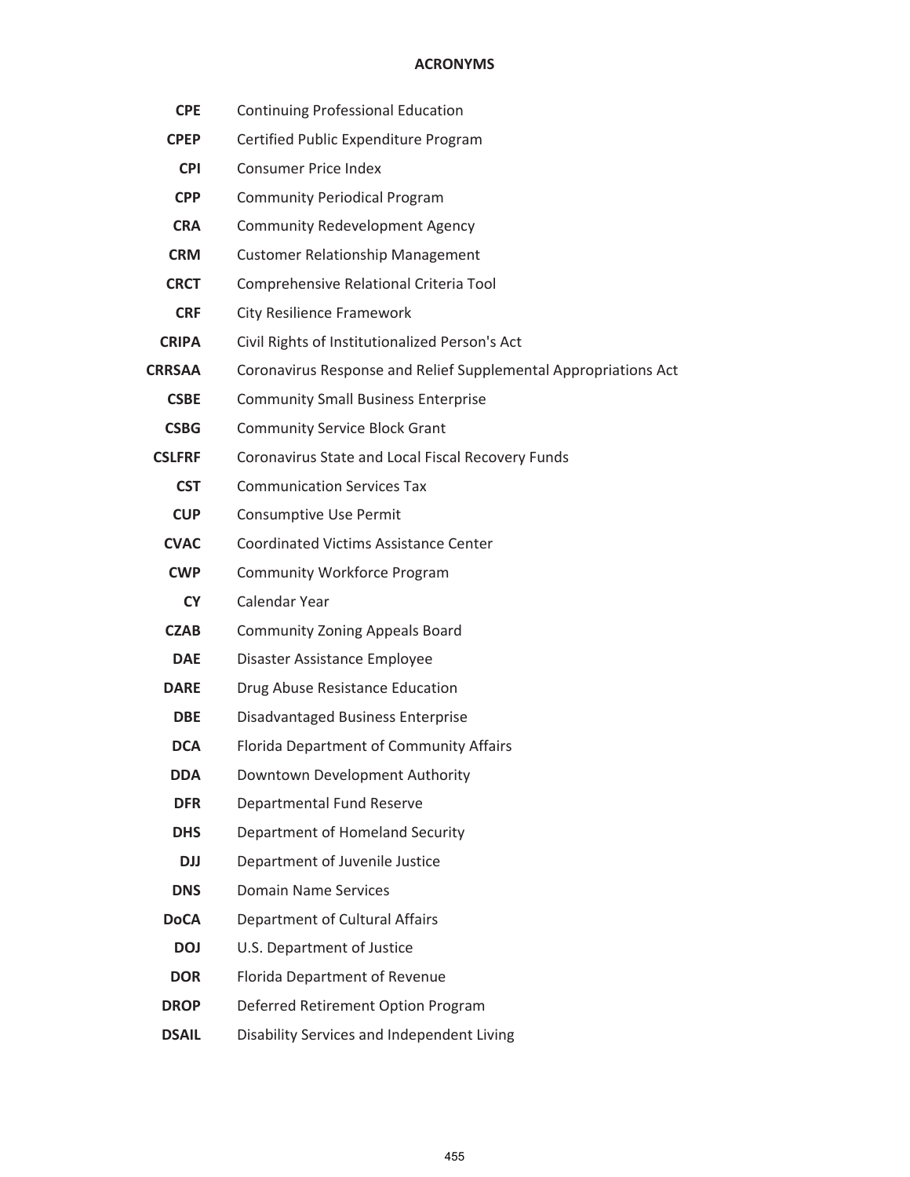## ACRONYMS

| | |
|---|---|
| **CPE** | Continuing Professional Education |
| **CPEP** | Certified Public Expenditure Program |
| **CPI** | Consumer Price Index |
| **CPP** | Community Periodical Program |
| **CRA** | Community Redevelopment Agency |
| **CRM** | Customer Relationship Management |
| **CRCT** | Comprehensive Relational Criteria Tool |
| **CRF** | City Resilience Framework |
| **CRIPA** | Civil Rights of Institutionalized Person's Act |
| **CRRSAA** | Coronavirus Response and Relief Supplemental Appropriations Act |
| **CSBE** | Community Small Business Enterprise |
| **CSBG** | Community Service Block Grant |
| **CSLFRF** | Coronavirus State and Local Fiscal Recovery Funds |
| **CST** | Communication Services Tax |
| **CUP** | Consumptive Use Permit |
| **CVAC** | Coordinated Victims Assistance Center |
| **CWP** | Community Workforce Program |
| **CY** | Calendar Year |
| **CZAB** | Community Zoning Appeals Board |
| **DAE** | Disaster Assistance Employee |
| **DARE** | Drug Abuse Resistance Education |
| **DBE** | Disadvantaged Business Enterprise |
| **DCA** | Florida Department of Community Affairs |
| **DDA** | Downtown Development Authority |
| **DFR** | Departmental Fund Reserve |
| **DHS** | Department of Homeland Security |
| **DJJ** | Department of Juvenile Justice |
| **DNS** | Domain Name Services |
| **DoCA** | Department of Cultural Affairs |
| **DOJ** | U.S. Department of Justice |
| **DOR** | Florida Department of Revenue |
| **DROP** | Deferred Retirement Option Program |
| **DSAIL** | Disability Services and Independent Living |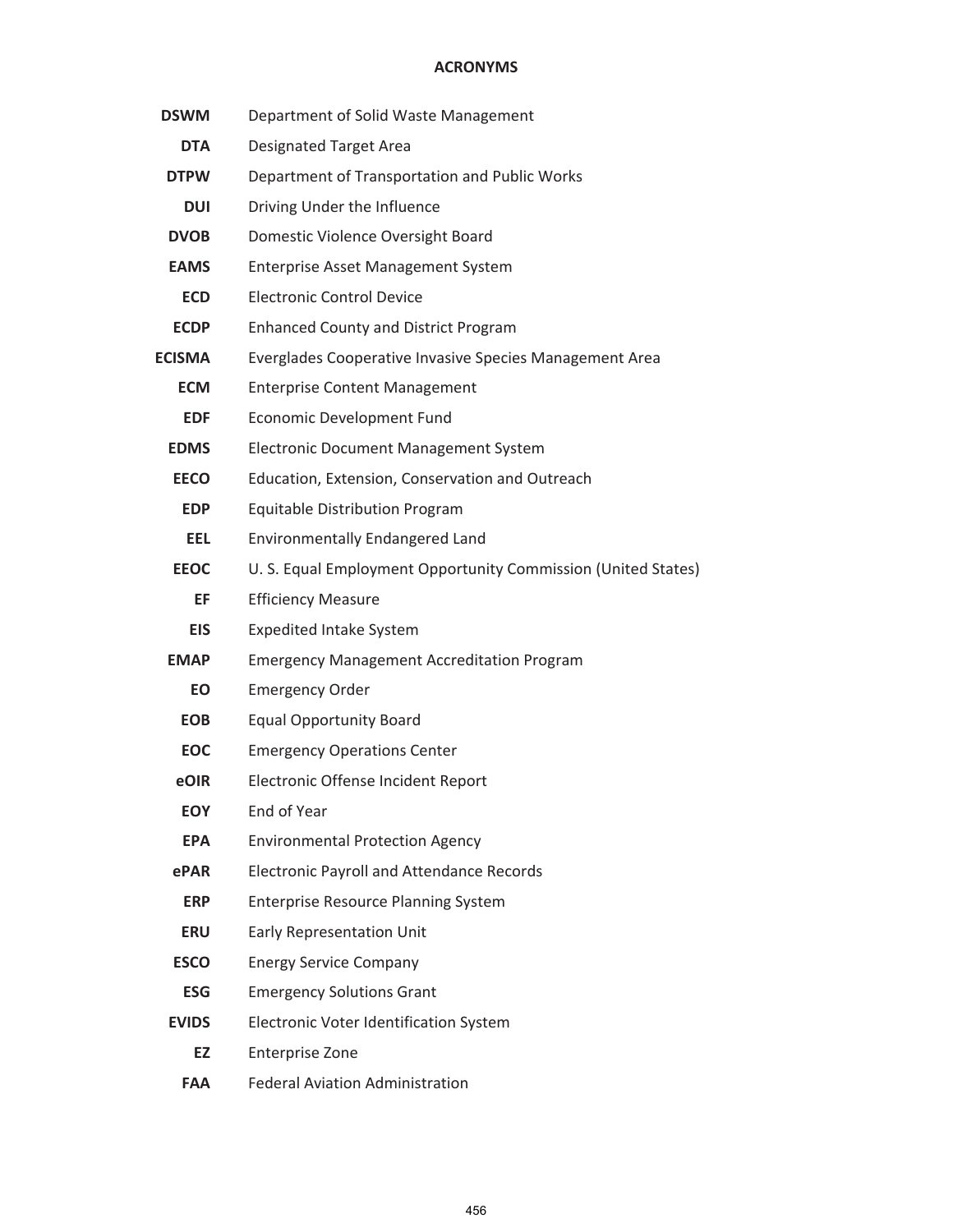## ACRONYMS

| | |
|---|---|
| **DSWM** | Department of Solid Waste Management |
| **DTA** | Designated Target Area |
| **DTPW** | Department of Transportation and Public Works |
| **DUI** | Driving Under the Influence |
| **DVOB** | Domestic Violence Oversight Board |
| **EAMS** | Enterprise Asset Management System |
| **ECD** | Electronic Control Device |
| **ECDP** | Enhanced County and District Program |
| **ECISMA** | Everglades Cooperative Invasive Species Management Area |
| **ECM** | Enterprise Content Management |
| **EDF** | Economic Development Fund |
| **EDMS** | Electronic Document Management System |
| **EECO** | Education, Extension, Conservation and Outreach |
| **EDP** | Equitable Distribution Program |
| **EEL** | Environmentally Endangered Land |
| **EEOC** | U. S. Equal Employment Opportunity Commission (United States) |
| **EF** | Efficiency Measure |
| **EIS** | Expedited Intake System |
| **EMAP** | Emergency Management Accreditation Program |
| **EO** | Emergency Order |
| **EOB** | Equal Opportunity Board |
| **EOC** | Emergency Operations Center |
| **eOIR** | Electronic Offense Incident Report |
| **EOY** | End of Year |
| **EPA** | Environmental Protection Agency |
| **ePAR** | Electronic Payroll and Attendance Records |
| **ERP** | Enterprise Resource Planning System |
| **ERU** | Early Representation Unit |
| **ESCO** | Energy Service Company |
| **ESG** | Emergency Solutions Grant |
| **EVIDS** | Electronic Voter Identification System |
| **EZ** | Enterprise Zone |
| **FAA** | Federal Aviation Administration |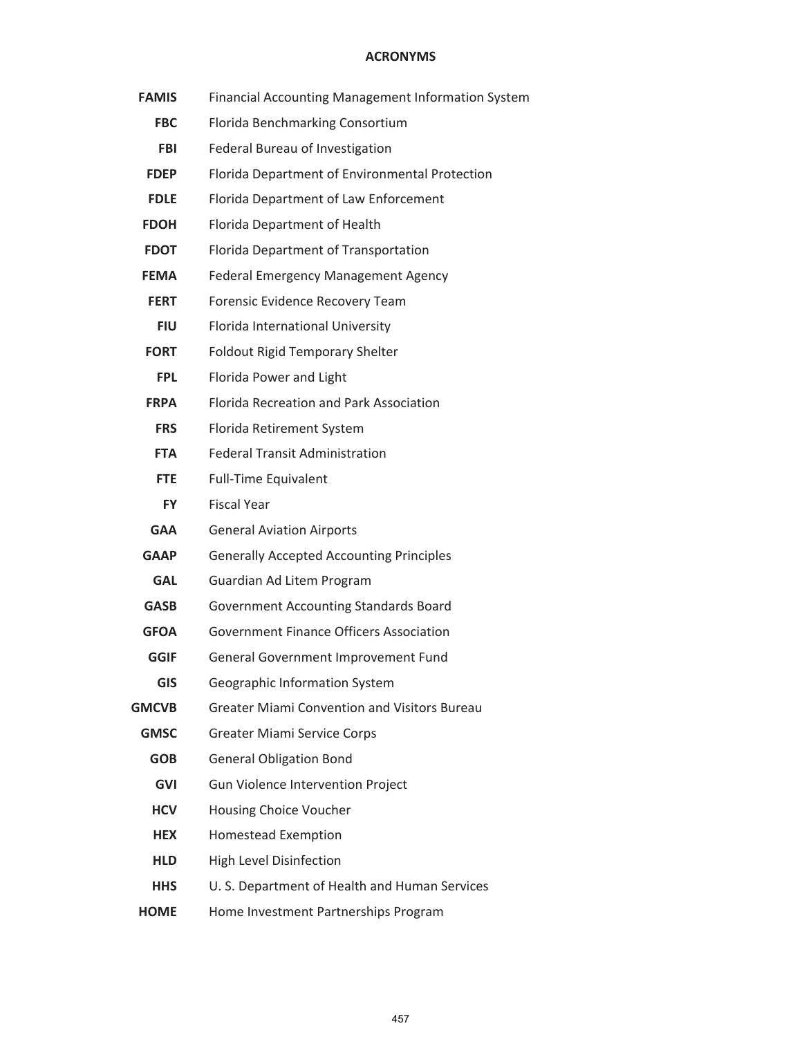## ACRONYMS

| | |
|---|---|
| **FAMIS** | Financial Accounting Management Information System |
| **FBC** | Florida Benchmarking Consortium |
| **FBI** | Federal Bureau of Investigation |
| **FDEP** | Florida Department of Environmental Protection |
| **FDLE** | Florida Department of Law Enforcement |
| **FDOH** | Florida Department of Health |
| **FDOT** | Florida Department of Transportation |
| **FEMA** | Federal Emergency Management Agency |
| **FERT** | Forensic Evidence Recovery Team |
| **FIU** | Florida International University |
| **FORT** | Foldout Rigid Temporary Shelter |
| **FPL** | Florida Power and Light |
| **FRPA** | Florida Recreation and Park Association |
| **FRS** | Florida Retirement System |
| **FTA** | Federal Transit Administration |
| **FTE** | Full-Time Equivalent |
| **FY** | Fiscal Year |
| **GAA** | General Aviation Airports |
| **GAAP** | Generally Accepted Accounting Principles |
| **GAL** | Guardian Ad Litem Program |
| **GASB** | Government Accounting Standards Board |
| **GFOA** | Government Finance Officers Association |
| **GGIF** | General Government Improvement Fund |
| **GIS** | Geographic Information System |
| **GMCVB** | Greater Miami Convention and Visitors Bureau |
| **GMSC** | Greater Miami Service Corps |
| **GOB** | General Obligation Bond |
| **GVI** | Gun Violence Intervention Project |
| **HCV** | Housing Choice Voucher |
| **HEX** | Homestead Exemption |
| **HLD** | High Level Disinfection |
| **HHS** | U. S. Department of Health and Human Services |
| **HOME** | Home Investment Partnerships Program |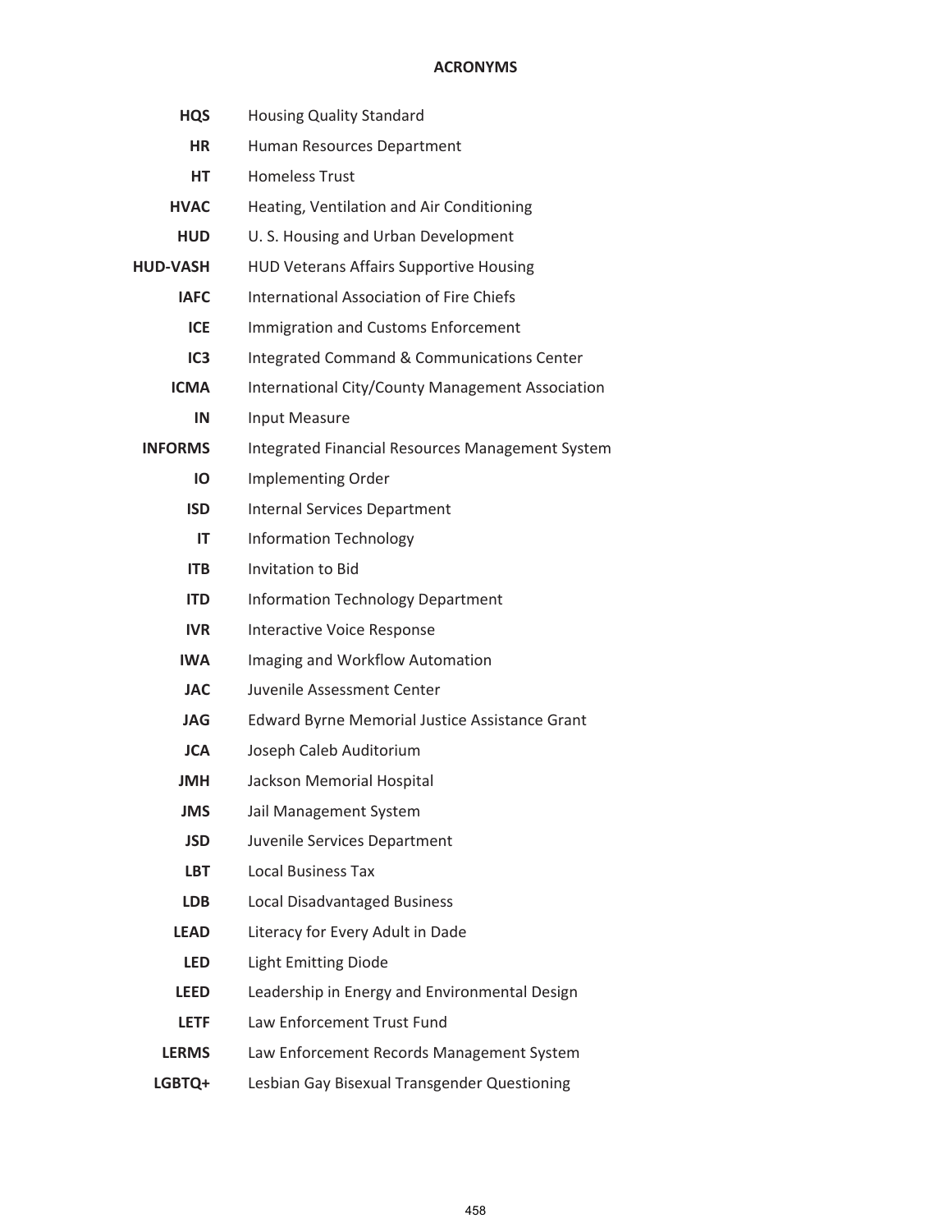## ACRONYMS

| | |
|---|---|
| **HQS** | Housing Quality Standard |
| **HR** | Human Resources Department |
| **HT** | Homeless Trust |
| **HVAC** | Heating, Ventilation and Air Conditioning |
| **HUD** | U. S. Housing and Urban Development |
| **HUD-VASH** | HUD Veterans Affairs Supportive Housing |
| **IAFC** | International Association of Fire Chiefs |
| **ICE** | Immigration and Customs Enforcement |
| **IC3** | Integrated Command & Communications Center |
| **ICMA** | International City/County Management Association |
| **IN** | Input Measure |
| **INFORMS** | Integrated Financial Resources Management System |
| **IO** | Implementing Order |
| **ISD** | Internal Services Department |
| **IT** | Information Technology |
| **ITB** | Invitation to Bid |
| **ITD** | Information Technology Department |
| **IVR** | Interactive Voice Response |
| **IWA** | Imaging and Workflow Automation |
| **JAC** | Juvenile Assessment Center |
| **JAG** | Edward Byrne Memorial Justice Assistance Grant |
| **JCA** | Joseph Caleb Auditorium |
| **JMH** | Jackson Memorial Hospital |
| **JMS** | Jail Management System |
| **JSD** | Juvenile Services Department |
| **LBT** | Local Business Tax |
| **LDB** | Local Disadvantaged Business |
| **LEAD** | Literacy for Every Adult in Dade |
| **LED** | Light Emitting Diode |
| **LEED** | Leadership in Energy and Environmental Design |
| **LETF** | Law Enforcement Trust Fund |
| **LERMS** | Law Enforcement Records Management System |
| **LGBTQ+** | Lesbian Gay Bisexual Transgender Questioning |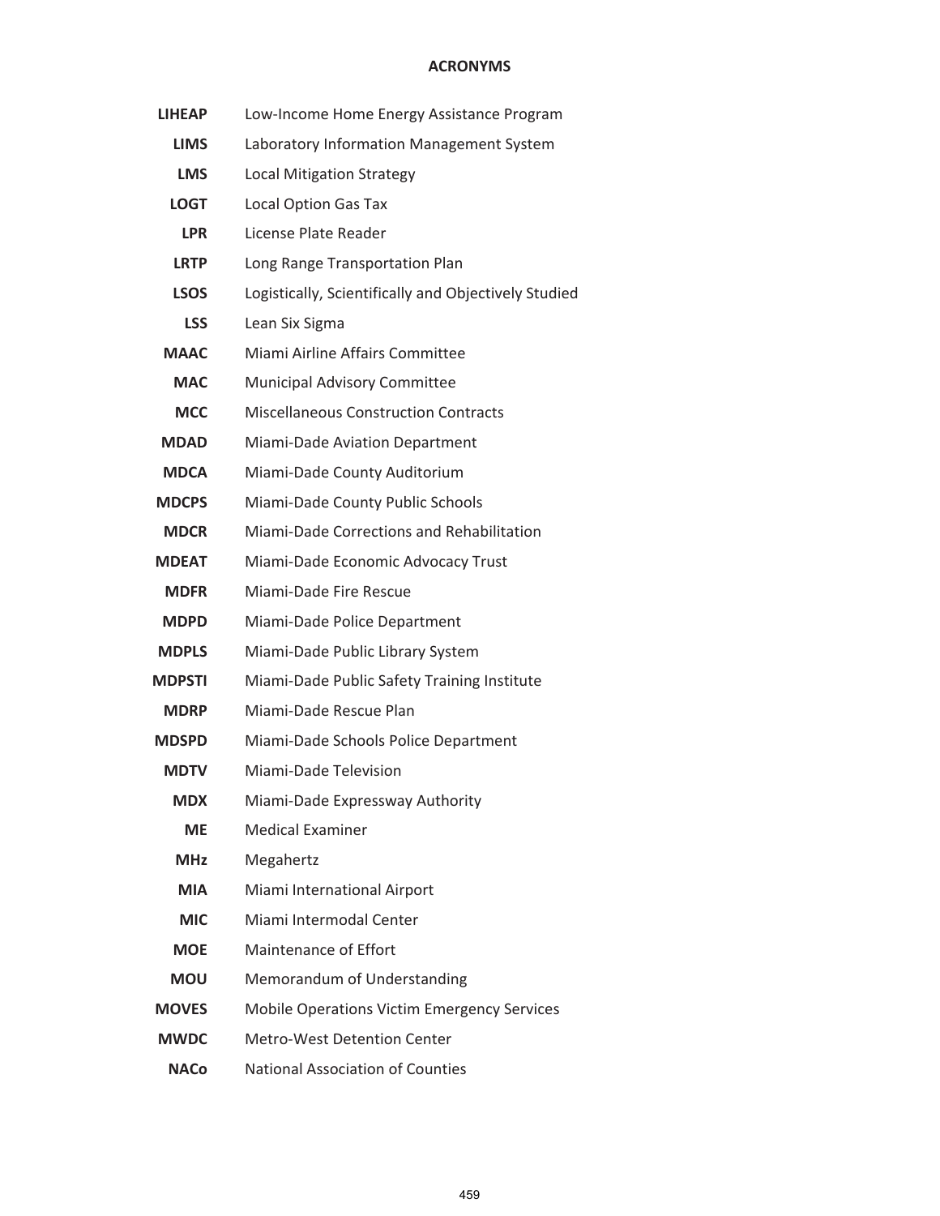## ACRONYMS

| | |
|---|---|
| **LIHEAP** | Low-Income Home Energy Assistance Program |
| **LIMS** | Laboratory Information Management System |
| **LMS** | Local Mitigation Strategy |
| **LOGT** | Local Option Gas Tax |
| **LPR** | License Plate Reader |
| **LRTP** | Long Range Transportation Plan |
| **LSOS** | Logistically, Scientifically and Objectively Studied |
| **LSS** | Lean Six Sigma |
| **MAAC** | Miami Airline Affairs Committee |
| **MAC** | Municipal Advisory Committee |
| **MCC** | Miscellaneous Construction Contracts |
| **MDAD** | Miami-Dade Aviation Department |
| **MDCA** | Miami-Dade County Auditorium |
| **MDCPS** | Miami-Dade County Public Schools |
| **MDCR** | Miami-Dade Corrections and Rehabilitation |
| **MDEAT** | Miami-Dade Economic Advocacy Trust |
| **MDFR** | Miami-Dade Fire Rescue |
| **MDPD** | Miami-Dade Police Department |
| **MDPLS** | Miami-Dade Public Library System |
| **MDPSTI** | Miami-Dade Public Safety Training Institute |
| **MDRP** | Miami-Dade Rescue Plan |
| **MDSPD** | Miami-Dade Schools Police Department |
| **MDTV** | Miami-Dade Television |
| **MDX** | Miami-Dade Expressway Authority |
| **ME** | Medical Examiner |
| **MHz** | Megahertz |
| **MIA** | Miami International Airport |
| **MIC** | Miami Intermodal Center |
| **MOE** | Maintenance of Effort |
| **MOU** | Memorandum of Understanding |
| **MOVES** | Mobile Operations Victim Emergency Services |
| **MWDC** | Metro-West Detention Center |
| **NACo** | National Association of Counties |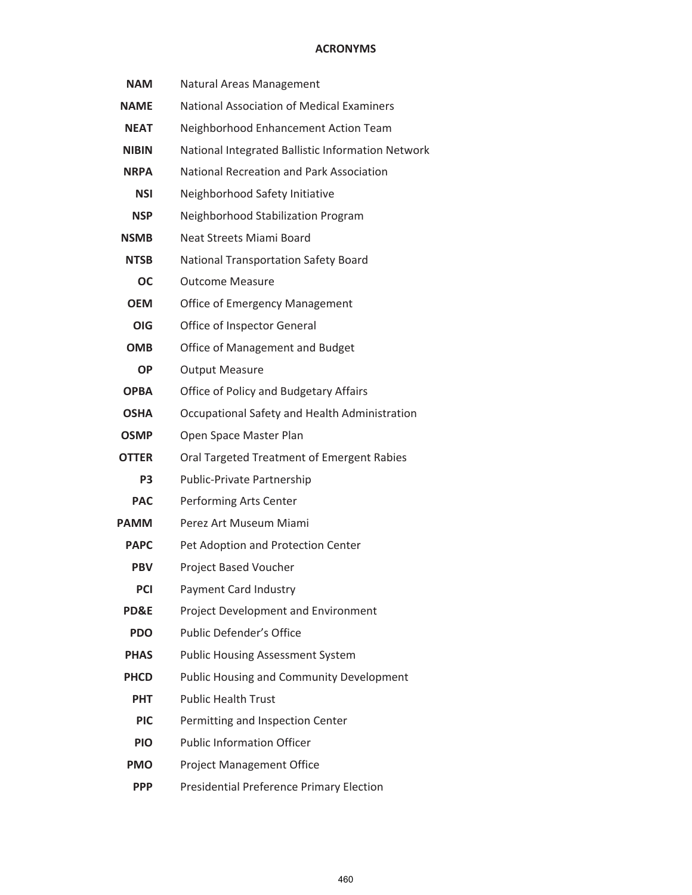## ACRONYMS

| | |
|---|---|
| **NAM** | Natural Areas Management |
| **NAME** | National Association of Medical Examiners |
| **NEAT** | Neighborhood Enhancement Action Team |
| **NIBIN** | National Integrated Ballistic Information Network |
| **NRPA** | National Recreation and Park Association |
| **NSI** | Neighborhood Safety Initiative |
| **NSP** | Neighborhood Stabilization Program |
| **NSMB** | Neat Streets Miami Board |
| **NTSB** | National Transportation Safety Board |
| **OC** | Outcome Measure |
| **OEM** | Office of Emergency Management |
| **OIG** | Office of Inspector General |
| **OMB** | Office of Management and Budget |
| **OP** | Output Measure |
| **OPBA** | Office of Policy and Budgetary Affairs |
| **OSHA** | Occupational Safety and Health Administration |
| **OSMP** | Open Space Master Plan |
| **OTTER** | Oral Targeted Treatment of Emergent Rabies |
| **P3** | Public-Private Partnership |
| **PAC** | Performing Arts Center |
| **PAMM** | Perez Art Museum Miami |
| **PAPC** | Pet Adoption and Protection Center |
| **PBV** | Project Based Voucher |
| **PCI** | Payment Card Industry |
| **PD&E** | Project Development and Environment |
| **PDO** | Public Defender's Office |
| **PHAS** | Public Housing Assessment System |
| **PHCD** | Public Housing and Community Development |
| **PHT** | Public Health Trust |
| **PIC** | Permitting and Inspection Center |
| **PIO** | Public Information Officer |
| **PMO** | Project Management Office |
| **PPP** | Presidential Preference Primary Election |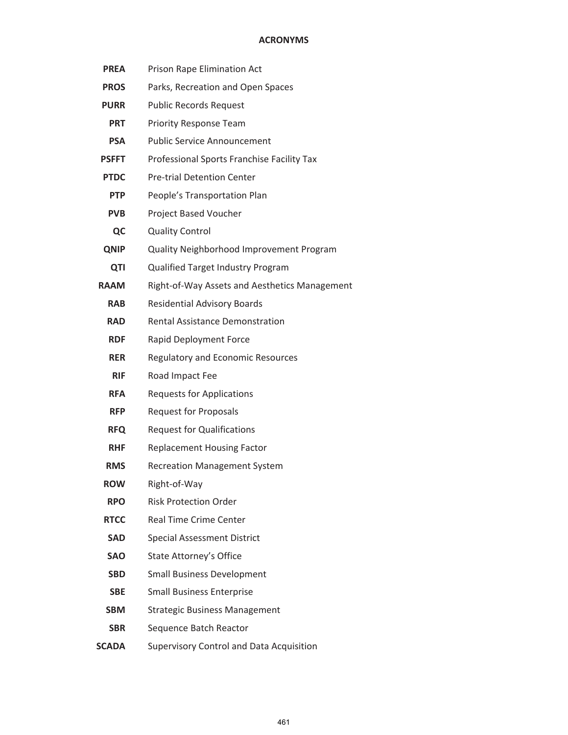# ACRONYMS

| | |
|---|---|
| **PREA** | Prison Rape Elimination Act |
| **PROS** | Parks, Recreation and Open Spaces |
| **PURR** | Public Records Request |
| **PRT** | Priority Response Team |
| **PSA** | Public Service Announcement |
| **PSFFT** | Professional Sports Franchise Facility Tax |
| **PTDC** | Pre-trial Detention Center |
| **PTP** | People's Transportation Plan |
| **PVB** | Project Based Voucher |
| **QC** | Quality Control |
| **QNIP** | Quality Neighborhood Improvement Program |
| **QTI** | Qualified Target Industry Program |
| **RAAM** | Right-of-Way Assets and Aesthetics Management |
| **RAB** | Residential Advisory Boards |
| **RAD** | Rental Assistance Demonstration |
| **RDF** | Rapid Deployment Force |
| **RER** | Regulatory and Economic Resources |
| **RIF** | Road Impact Fee |
| **RFA** | Requests for Applications |
| **RFP** | Request for Proposals |
| **RFQ** | Request for Qualifications |
| **RHF** | Replacement Housing Factor |
| **RMS** | Recreation Management System |
| **ROW** | Right-of-Way |
| **RPO** | Risk Protection Order |
| **RTCC** | Real Time Crime Center |
| **SAD** | Special Assessment District |
| **SAO** | State Attorney's Office |
| **SBD** | Small Business Development |
| **SBE** | Small Business Enterprise |
| **SBM** | Strategic Business Management |
| **SBR** | Sequence Batch Reactor |
| **SCADA** | Supervisory Control and Data Acquisition |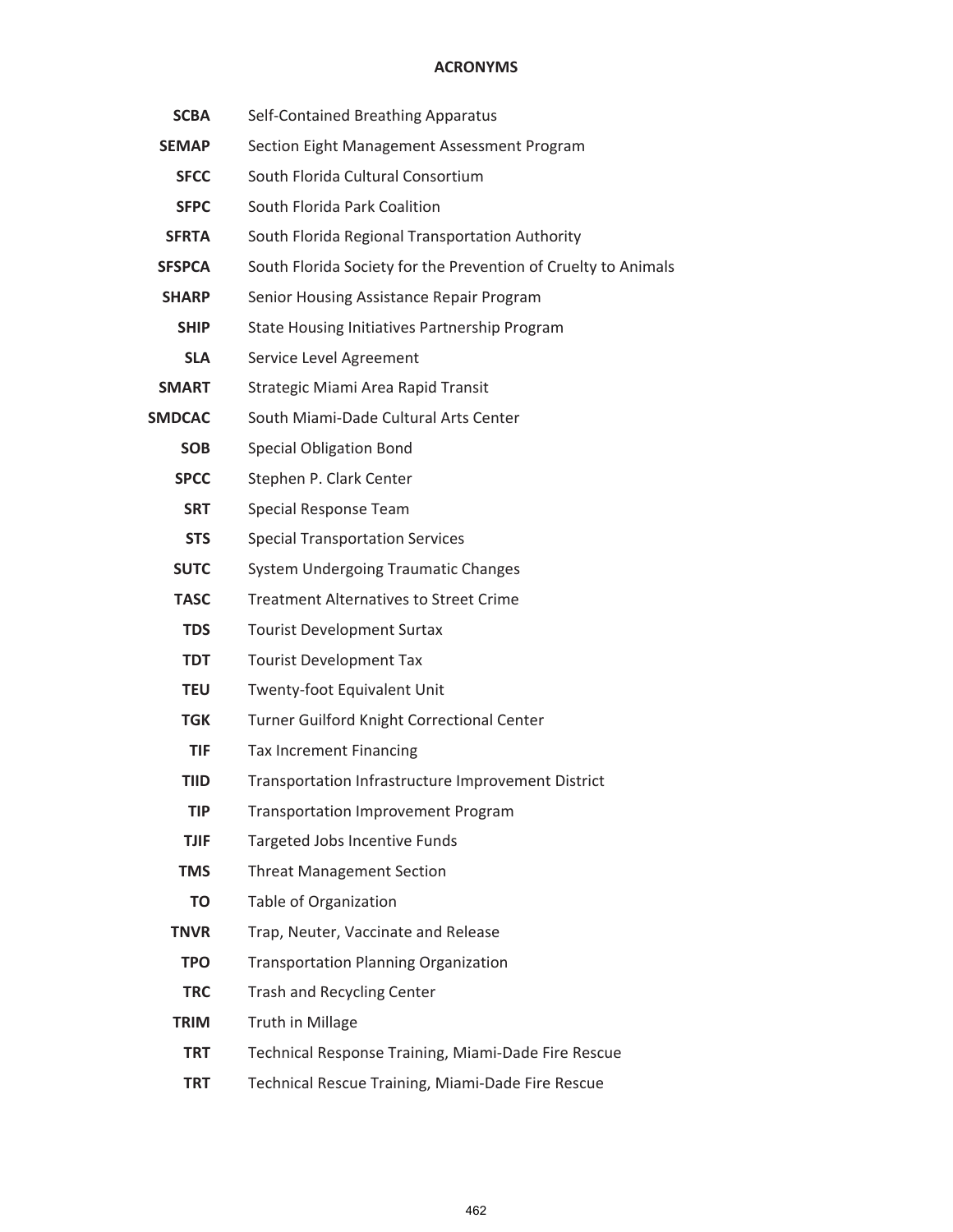**ACRONYMS**

| | |
|---|---|
| **SCBA** | Self-Contained Breathing Apparatus |
| **SEMAP** | Section Eight Management Assessment Program |
| **SFCC** | South Florida Cultural Consortium |
| **SFPC** | South Florida Park Coalition |
| **SFRTA** | South Florida Regional Transportation Authority |
| **SFSPCA** | South Florida Society for the Prevention of Cruelty to Animals |
| **SHARP** | Senior Housing Assistance Repair Program |
| **SHIP** | State Housing Initiatives Partnership Program |
| **SLA** | Service Level Agreement |
| **SMART** | Strategic Miami Area Rapid Transit |
| **SMDCAC** | South Miami-Dade Cultural Arts Center |
| **SOB** | Special Obligation Bond |
| **SPCC** | Stephen P. Clark Center |
| **SRT** | Special Response Team |
| **STS** | Special Transportation Services |
| **SUTC** | System Undergoing Traumatic Changes |
| **TASC** | Treatment Alternatives to Street Crime |
| **TDS** | Tourist Development Surtax |
| **TDT** | Tourist Development Tax |
| **TEU** | Twenty-foot Equivalent Unit |
| **TGK** | Turner Guilford Knight Correctional Center |
| **TIF** | Tax Increment Financing |
| **TIID** | Transportation Infrastructure Improvement District |
| **TIP** | Transportation Improvement Program |
| **TJIF** | Targeted Jobs Incentive Funds |
| **TMS** | Threat Management Section |
| **TO** | Table of Organization |
| **TNVR** | Trap, Neuter, Vaccinate and Release |
| **TPO** | Transportation Planning Organization |
| **TRC** | Trash and Recycling Center |
| **TRIM** | Truth in Millage |
| **TRT** | Technical Response Training, Miami-Dade Fire Rescue |
| **TRT** | Technical Rescue Training, Miami-Dade Fire Rescue |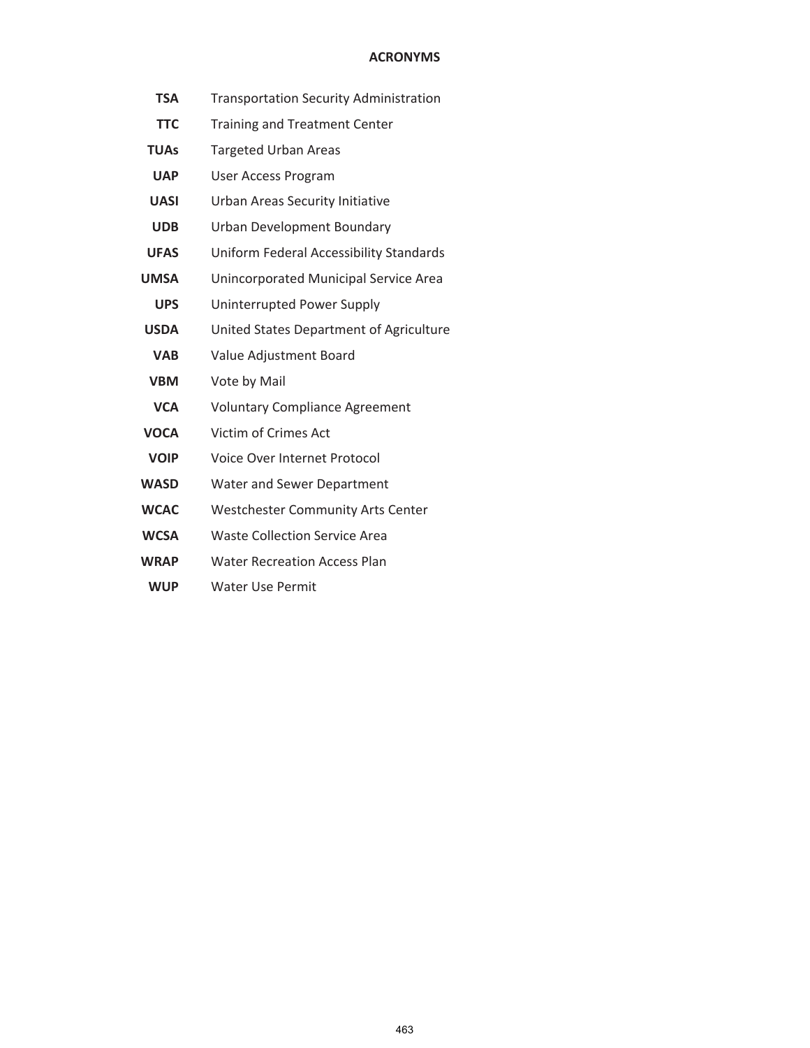## ACRONYMS

| | |
|---|---|
| **TSA** | Transportation Security Administration |
| **TTC** | Training and Treatment Center |
| **TUAs** | Targeted Urban Areas |
| **UAP** | User Access Program |
| **UASI** | Urban Areas Security Initiative |
| **UDB** | Urban Development Boundary |
| **UFAS** | Uniform Federal Accessibility Standards |
| **UMSA** | Unincorporated Municipal Service Area |
| **UPS** | Uninterrupted Power Supply |
| **USDA** | United States Department of Agriculture |
| **VAB** | Value Adjustment Board |
| **VBM** | Vote by Mail |
| **VCA** | Voluntary Compliance Agreement |
| **VOCA** | Victim of Crimes Act |
| **VOIP** | Voice Over Internet Protocol |
| **WASD** | Water and Sewer Department |
| **WCAC** | Westchester Community Arts Center |
| **WCSA** | Waste Collection Service Area |
| **WRAP** | Water Recreation Access Plan |
| **WUP** | Water Use Permit |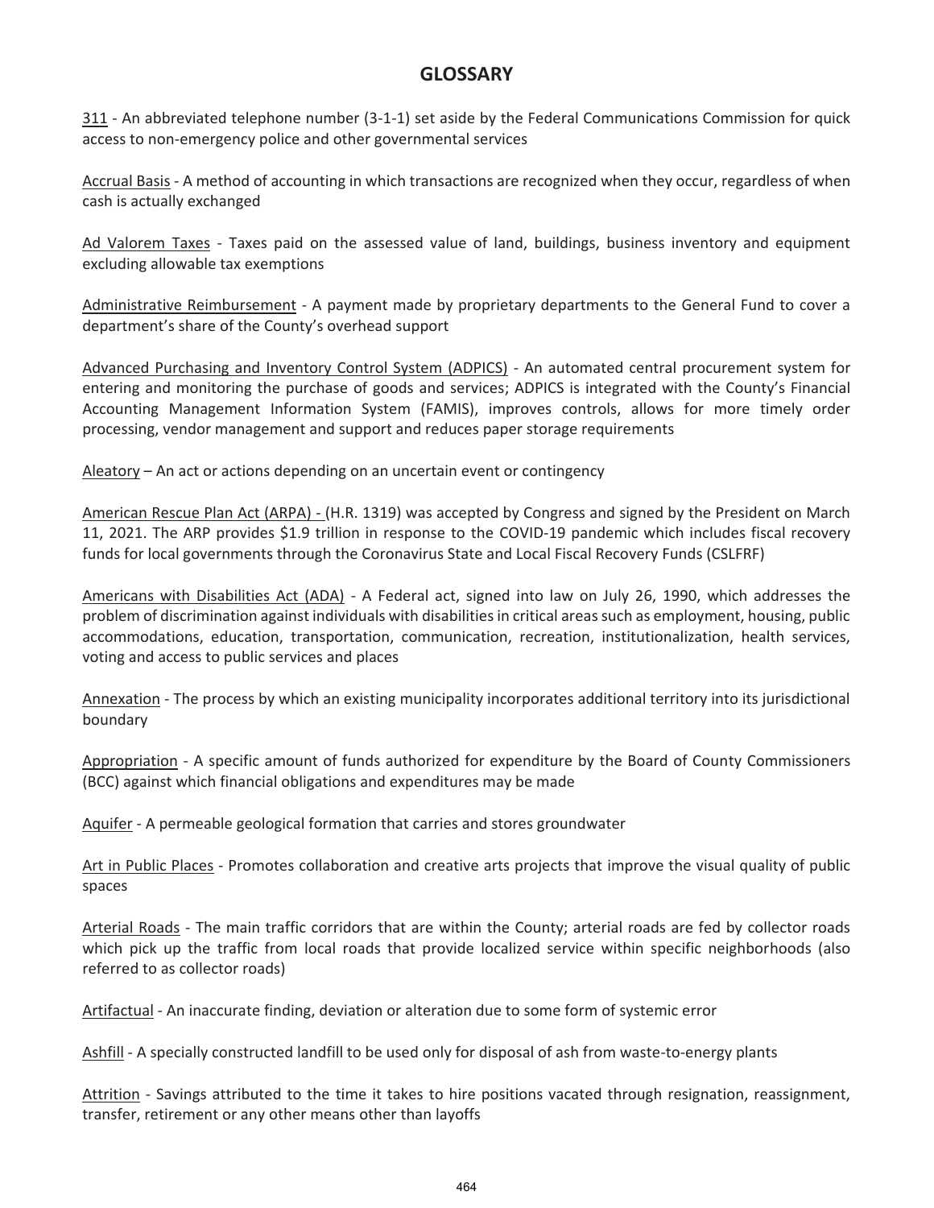# GLOSSARY

311 - An abbreviated telephone number (3-1-1) set aside by the Federal Communications Commission for quick access to non-emergency police and other governmental services

Accrual Basis - A method of accounting in which transactions are recognized when they occur, regardless of when cash is actually exchanged

Ad Valorem Taxes - Taxes paid on the assessed value of land, buildings, business inventory and equipment excluding allowable tax exemptions

Administrative Reimbursement - A payment made by proprietary departments to the General Fund to cover a department's share of the County's overhead support

Advanced Purchasing and Inventory Control System (ADPICS) - An automated central procurement system for entering and monitoring the purchase of goods and services; ADPICS is integrated with the County's Financial Accounting Management Information System (FAMIS), improves controls, allows for more timely order processing, vendor management and support and reduces paper storage requirements

Aleatory – An act or actions depending on an uncertain event or contingency

American Rescue Plan Act (ARPA) - (H.R. 1319) was accepted by Congress and signed by the President on March 11, 2021. The ARP provides $1.9 trillion in response to the COVID-19 pandemic which includes fiscal recovery funds for local governments through the Coronavirus State and Local Fiscal Recovery Funds (CSLFRF)

Americans with Disabilities Act (ADA) - A Federal act, signed into law on July 26, 1990, which addresses the problem of discrimination against individuals with disabilities in critical areas such as employment, housing, public accommodations, education, transportation, communication, recreation, institutionalization, health services, voting and access to public services and places

Annexation - The process by which an existing municipality incorporates additional territory into its jurisdictional boundary

Appropriation - A specific amount of funds authorized for expenditure by the Board of County Commissioners (BCC) against which financial obligations and expenditures may be made

Aquifer - A permeable geological formation that carries and stores groundwater

Art in Public Places - Promotes collaboration and creative arts projects that improve the visual quality of public spaces

Arterial Roads - The main traffic corridors that are within the County; arterial roads are fed by collector roads which pick up the traffic from local roads that provide localized service within specific neighborhoods (also referred to as collector roads)

Artifactual - An inaccurate finding, deviation or alteration due to some form of systemic error

Ashfill - A specially constructed landfill to be used only for disposal of ash from waste-to-energy plants

Attrition - Savings attributed to the time it takes to hire positions vacated through resignation, reassignment, transfer, retirement or any other means other than layoffs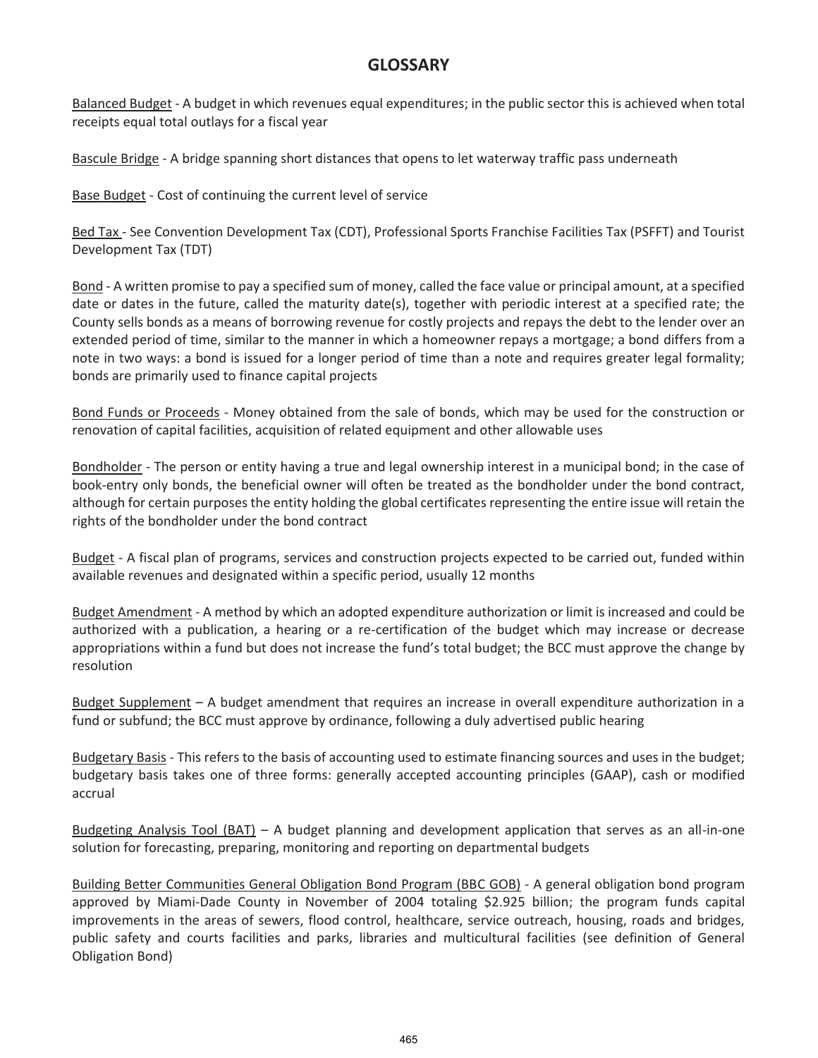# GLOSSARY

Balanced Budget - A budget in which revenues equal expenditures; in the public sector this is achieved when total receipts equal total outlays for a fiscal year

Bascule Bridge - A bridge spanning short distances that opens to let waterway traffic pass underneath

Base Budget - Cost of continuing the current level of service

Bed Tax - See Convention Development Tax (CDT), Professional Sports Franchise Facilities Tax (PSFFT) and Tourist Development Tax (TDT)

Bond - A written promise to pay a specified sum of money, called the face value or principal amount, at a specified date or dates in the future, called the maturity date(s), together with periodic interest at a specified rate; the County sells bonds as a means of borrowing revenue for costly projects and repays the debt to the lender over an extended period of time, similar to the manner in which a homeowner repays a mortgage; a bond differs from a note in two ways: a bond is issued for a longer period of time than a note and requires greater legal formality; bonds are primarily used to finance capital projects

Bond Funds or Proceeds - Money obtained from the sale of bonds, which may be used for the construction or renovation of capital facilities, acquisition of related equipment and other allowable uses

Bondholder - The person or entity having a true and legal ownership interest in a municipal bond; in the case of book-entry only bonds, the beneficial owner will often be treated as the bondholder under the bond contract, although for certain purposes the entity holding the global certificates representing the entire issue will retain the rights of the bondholder under the bond contract

Budget - A fiscal plan of programs, services and construction projects expected to be carried out, funded within available revenues and designated within a specific period, usually 12 months

Budget Amendment - A method by which an adopted expenditure authorization or limit is increased and could be authorized with a publication, a hearing or a re-certification of the budget which may increase or decrease appropriations within a fund but does not increase the fund's total budget; the BCC must approve the change by resolution

Budget Supplement – A budget amendment that requires an increase in overall expenditure authorization in a fund or subfund; the BCC must approve by ordinance, following a duly advertised public hearing

Budgetary Basis - This refers to the basis of accounting used to estimate financing sources and uses in the budget; budgetary basis takes one of three forms: generally accepted accounting principles (GAAP), cash or modified accrual

Budgeting Analysis Tool (BAT) – A budget planning and development application that serves as an all-in-one solution for forecasting, preparing, monitoring and reporting on departmental budgets

Building Better Communities General Obligation Bond Program (BBC GOB) - A general obligation bond program approved by Miami-Dade County in November of 2004 totaling $2.925 billion; the program funds capital improvements in the areas of sewers, flood control, healthcare, service outreach, housing, roads and bridges, public safety and courts facilities and parks, libraries and multicultural facilities (see definition of General Obligation Bond)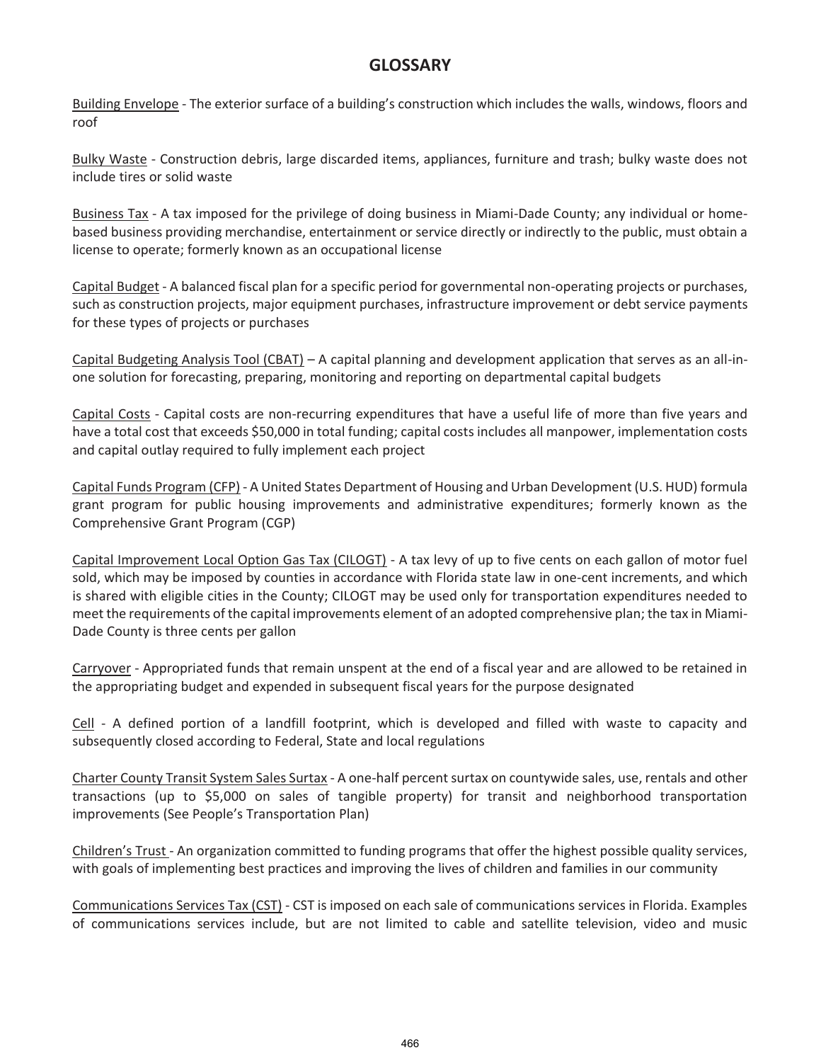## GLOSSARY

Building Envelope - The exterior surface of a building's construction which includes the walls, windows, floors and roof

Bulky Waste - Construction debris, large discarded items, appliances, furniture and trash; bulky waste does not include tires or solid waste

Business Tax - A tax imposed for the privilege of doing business in Miami-Dade County; any individual or home-based business providing merchandise, entertainment or service directly or indirectly to the public, must obtain a license to operate; formerly known as an occupational license

Capital Budget - A balanced fiscal plan for a specific period for governmental non-operating projects or purchases, such as construction projects, major equipment purchases, infrastructure improvement or debt service payments for these types of projects or purchases

Capital Budgeting Analysis Tool (CBAT) – A capital planning and development application that serves as an all-in-one solution for forecasting, preparing, monitoring and reporting on departmental capital budgets

Capital Costs - Capital costs are non-recurring expenditures that have a useful life of more than five years and have a total cost that exceeds $50,000 in total funding; capital costs includes all manpower, implementation costs and capital outlay required to fully implement each project

Capital Funds Program (CFP) - A United States Department of Housing and Urban Development (U.S. HUD) formula grant program for public housing improvements and administrative expenditures; formerly known as the Comprehensive Grant Program (CGP)

Capital Improvement Local Option Gas Tax (CILOGT) - A tax levy of up to five cents on each gallon of motor fuel sold, which may be imposed by counties in accordance with Florida state law in one-cent increments, and which is shared with eligible cities in the County; CILOGT may be used only for transportation expenditures needed to meet the requirements of the capital improvements element of an adopted comprehensive plan; the tax in Miami-Dade County is three cents per gallon

Carryover - Appropriated funds that remain unspent at the end of a fiscal year and are allowed to be retained in the appropriating budget and expended in subsequent fiscal years for the purpose designated

Cell - A defined portion of a landfill footprint, which is developed and filled with waste to capacity and subsequently closed according to Federal, State and local regulations

Charter County Transit System Sales Surtax - A one-half percent surtax on countywide sales, use, rentals and other transactions (up to $5,000 on sales of tangible property) for transit and neighborhood transportation improvements (See People's Transportation Plan)

Children's Trust - An organization committed to funding programs that offer the highest possible quality services, with goals of implementing best practices and improving the lives of children and families in our community

Communications Services Tax (CST) - CST is imposed on each sale of communications services in Florida. Examples of communications services include, but are not limited to cable and satellite television, video and music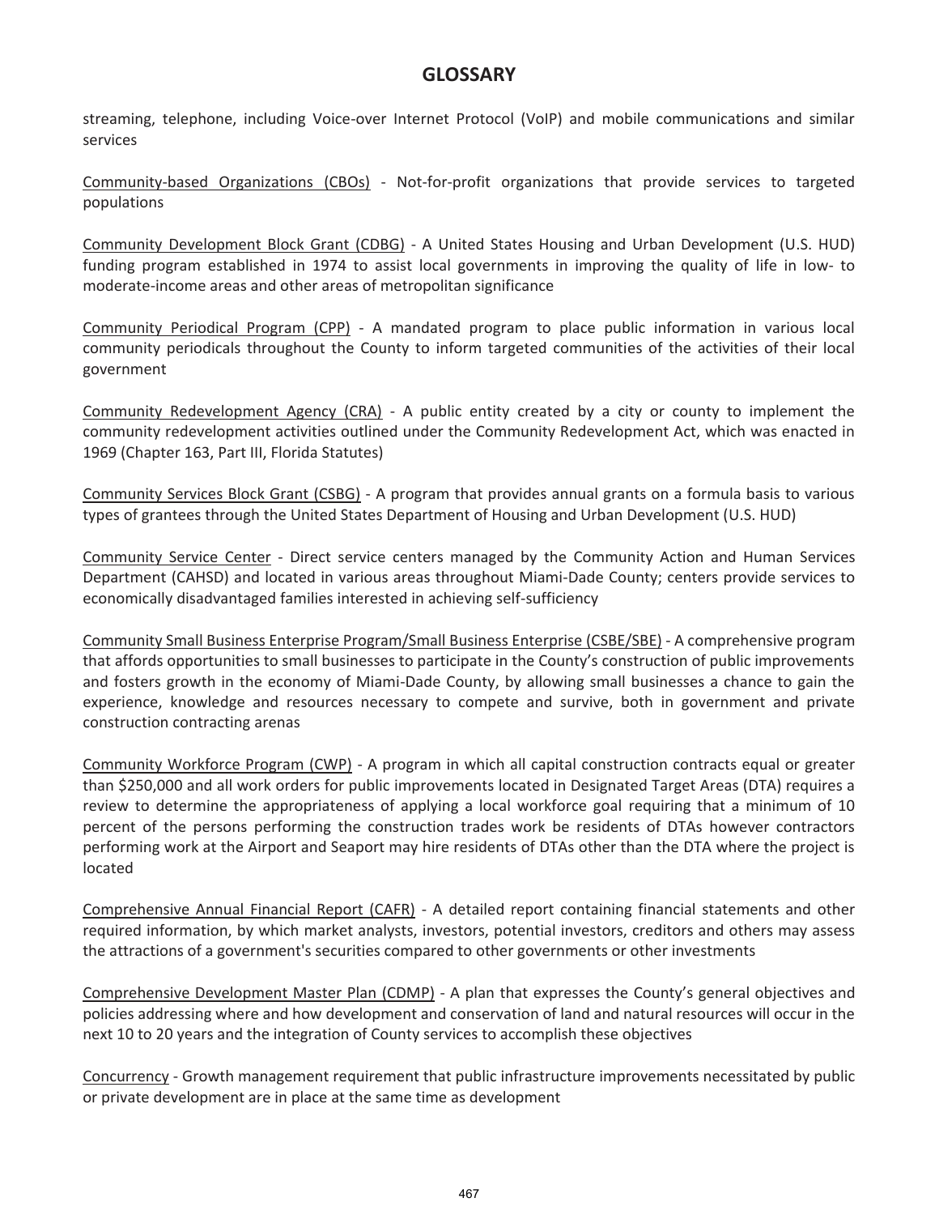## GLOSSARY

streaming, telephone, including Voice-over Internet Protocol (VoIP) and mobile communications and similar services

<u>Community-based Organizations (CBOs)</u> - Not-for-profit organizations that provide services to targeted populations

<u>Community Development Block Grant (CDBG)</u> - A United States Housing and Urban Development (U.S. HUD) funding program established in 1974 to assist local governments in improving the quality of life in low- to moderate-income areas and other areas of metropolitan significance

<u>Community Periodical Program (CPP)</u> - A mandated program to place public information in various local community periodicals throughout the County to inform targeted communities of the activities of their local government

<u>Community Redevelopment Agency (CRA)</u> - A public entity created by a city or county to implement the community redevelopment activities outlined under the Community Redevelopment Act, which was enacted in 1969 (Chapter 163, Part III, Florida Statutes)

<u>Community Services Block Grant (CSBG)</u> - A program that provides annual grants on a formula basis to various types of grantees through the United States Department of Housing and Urban Development (U.S. HUD)

<u>Community Service Center</u> - Direct service centers managed by the Community Action and Human Services Department (CAHSD) and located in various areas throughout Miami-Dade County; centers provide services to economically disadvantaged families interested in achieving self-sufficiency

<u>Community Small Business Enterprise Program/Small Business Enterprise (CSBE/SBE)</u> - A comprehensive program that affords opportunities to small businesses to participate in the County's construction of public improvements and fosters growth in the economy of Miami-Dade County, by allowing small businesses a chance to gain the experience, knowledge and resources necessary to compete and survive, both in government and private construction contracting arenas

<u>Community Workforce Program (CWP)</u> - A program in which all capital construction contracts equal or greater than $250,000 and all work orders for public improvements located in Designated Target Areas (DTA) requires a review to determine the appropriateness of applying a local workforce goal requiring that a minimum of 10 percent of the persons performing the construction trades work be residents of DTAs however contractors performing work at the Airport and Seaport may hire residents of DTAs other than the DTA where the project is located

<u>Comprehensive Annual Financial Report (CAFR)</u> - A detailed report containing financial statements and other required information, by which market analysts, investors, potential investors, creditors and others may assess the attractions of a government's securities compared to other governments or other investments

<u>Comprehensive Development Master Plan (CDMP)</u> - A plan that expresses the County's general objectives and policies addressing where and how development and conservation of land and natural resources will occur in the next 10 to 20 years and the integration of County services to accomplish these objectives

<u>Concurrency</u> - Growth management requirement that public infrastructure improvements necessitated by public or private development are in place at the same time as development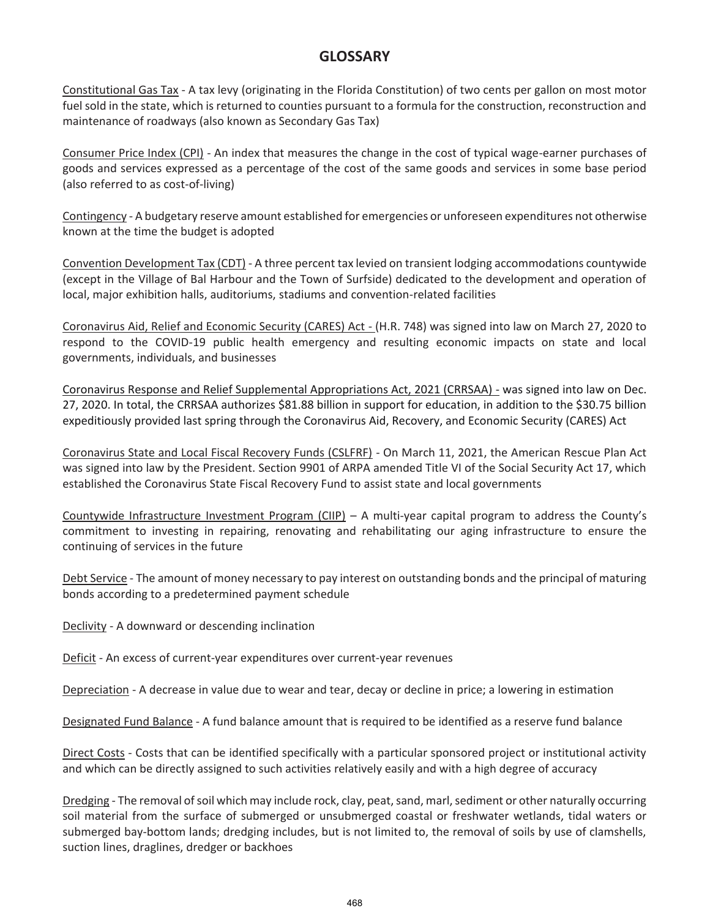# GLOSSARY

Constitutional Gas Tax - A tax levy (originating in the Florida Constitution) of two cents per gallon on most motor fuel sold in the state, which is returned to counties pursuant to a formula for the construction, reconstruction and maintenance of roadways (also known as Secondary Gas Tax)

Consumer Price Index (CPI) - An index that measures the change in the cost of typical wage-earner purchases of goods and services expressed as a percentage of the cost of the same goods and services in some base period (also referred to as cost-of-living)

Contingency - A budgetary reserve amount established for emergencies or unforeseen expenditures not otherwise known at the time the budget is adopted

Convention Development Tax (CDT) - A three percent tax levied on transient lodging accommodations countywide (except in the Village of Bal Harbour and the Town of Surfside) dedicated to the development and operation of local, major exhibition halls, auditoriums, stadiums and convention-related facilities

Coronavirus Aid, Relief and Economic Security (CARES) Act - (H.R. 748) was signed into law on March 27, 2020 to respond to the COVID-19 public health emergency and resulting economic impacts on state and local governments, individuals, and businesses

Coronavirus Response and Relief Supplemental Appropriations Act, 2021 (CRRSAA) - was signed into law on Dec. 27, 2020. In total, the CRRSAA authorizes $81.88 billion in support for education, in addition to the $30.75 billion expeditiously provided last spring through the Coronavirus Aid, Recovery, and Economic Security (CARES) Act

Coronavirus State and Local Fiscal Recovery Funds (CSLFRF) - On March 11, 2021, the American Rescue Plan Act was signed into law by the President. Section 9901 of ARPA amended Title VI of the Social Security Act 17, which established the Coronavirus State Fiscal Recovery Fund to assist state and local governments

Countywide Infrastructure Investment Program (CIIP) – A multi-year capital program to address the County's commitment to investing in repairing, renovating and rehabilitating our aging infrastructure to ensure the continuing of services in the future

Debt Service - The amount of money necessary to pay interest on outstanding bonds and the principal of maturing bonds according to a predetermined payment schedule

Declivity - A downward or descending inclination

Deficit - An excess of current-year expenditures over current-year revenues

Depreciation - A decrease in value due to wear and tear, decay or decline in price; a lowering in estimation

Designated Fund Balance - A fund balance amount that is required to be identified as a reserve fund balance

Direct Costs - Costs that can be identified specifically with a particular sponsored project or institutional activity and which can be directly assigned to such activities relatively easily and with a high degree of accuracy

Dredging - The removal of soil which may include rock, clay, peat, sand, marl, sediment or other naturally occurring soil material from the surface of submerged or unsubmerged coastal or freshwater wetlands, tidal waters or submerged bay-bottom lands; dredging includes, but is not limited to, the removal of soils by use of clamshells, suction lines, draglines, dredger or backhoes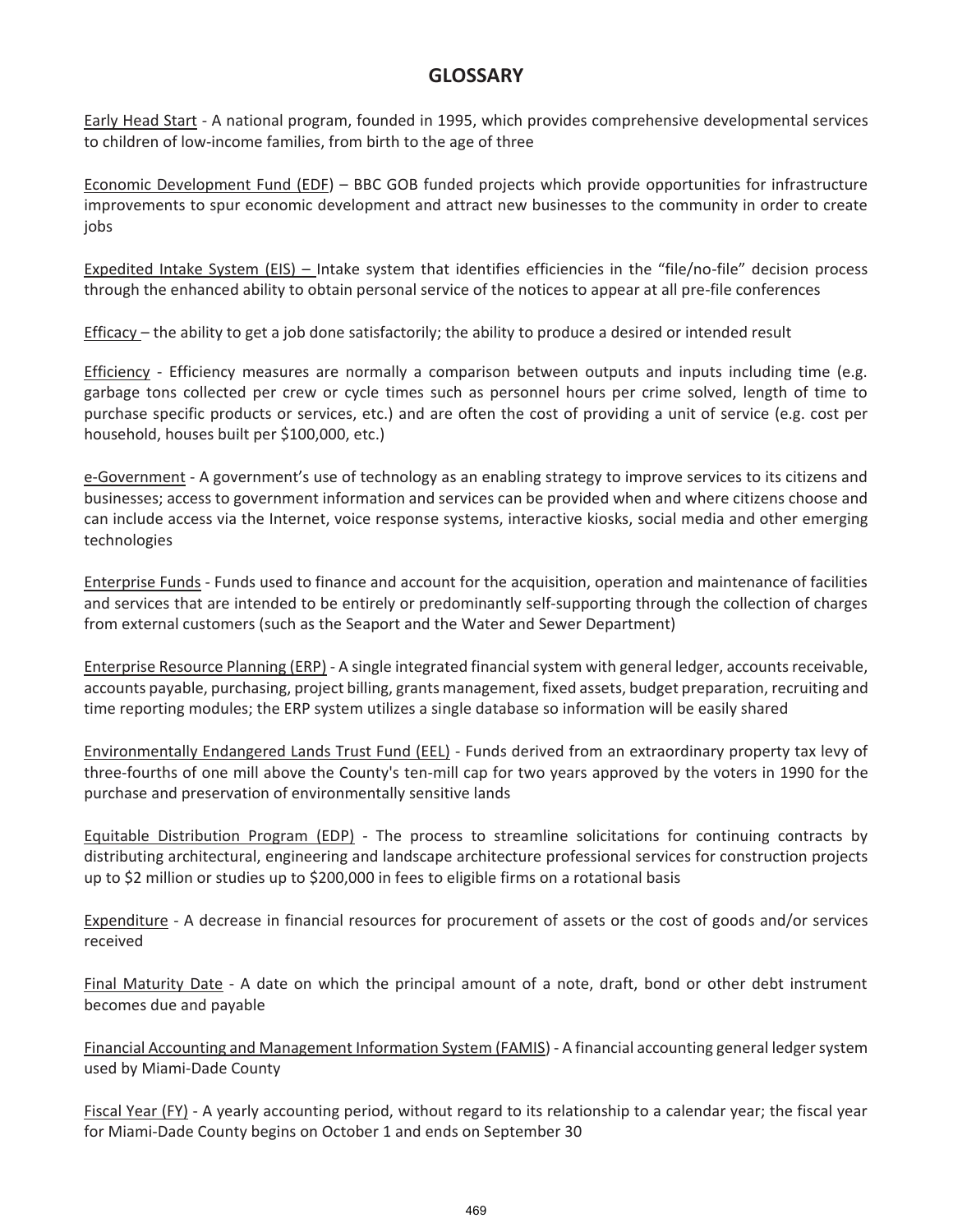# GLOSSARY

Early Head Start - A national program, founded in 1995, which provides comprehensive developmental services to children of low-income families, from birth to the age of three

Economic Development Fund (EDF) – BBC GOB funded projects which provide opportunities for infrastructure improvements to spur economic development and attract new businesses to the community in order to create jobs

Expedited Intake System (EIS) – Intake system that identifies efficiencies in the "file/no-file" decision process through the enhanced ability to obtain personal service of the notices to appear at all pre-file conferences

Efficacy – the ability to get a job done satisfactorily; the ability to produce a desired or intended result

Efficiency - Efficiency measures are normally a comparison between outputs and inputs including time (e.g. garbage tons collected per crew or cycle times such as personnel hours per crime solved, length of time to purchase specific products or services, etc.) and are often the cost of providing a unit of service (e.g. cost per household, houses built per $100,000, etc.)

e-Government - A government's use of technology as an enabling strategy to improve services to its citizens and businesses; access to government information and services can be provided when and where citizens choose and can include access via the Internet, voice response systems, interactive kiosks, social media and other emerging technologies

Enterprise Funds - Funds used to finance and account for the acquisition, operation and maintenance of facilities and services that are intended to be entirely or predominantly self-supporting through the collection of charges from external customers (such as the Seaport and the Water and Sewer Department)

Enterprise Resource Planning (ERP) - A single integrated financial system with general ledger, accounts receivable, accounts payable, purchasing, project billing, grants management, fixed assets, budget preparation, recruiting and time reporting modules; the ERP system utilizes a single database so information will be easily shared

Environmentally Endangered Lands Trust Fund (EEL) - Funds derived from an extraordinary property tax levy of three-fourths of one mill above the County's ten-mill cap for two years approved by the voters in 1990 for the purchase and preservation of environmentally sensitive lands

Equitable Distribution Program (EDP) - The process to streamline solicitations for continuing contracts by distributing architectural, engineering and landscape architecture professional services for construction projects up to $2 million or studies up to $200,000 in fees to eligible firms on a rotational basis

Expenditure - A decrease in financial resources for procurement of assets or the cost of goods and/or services received

Final Maturity Date - A date on which the principal amount of a note, draft, bond or other debt instrument becomes due and payable

Financial Accounting and Management Information System (FAMIS) - A financial accounting general ledger system used by Miami-Dade County

Fiscal Year (FY) - A yearly accounting period, without regard to its relationship to a calendar year; the fiscal year for Miami-Dade County begins on October 1 and ends on September 30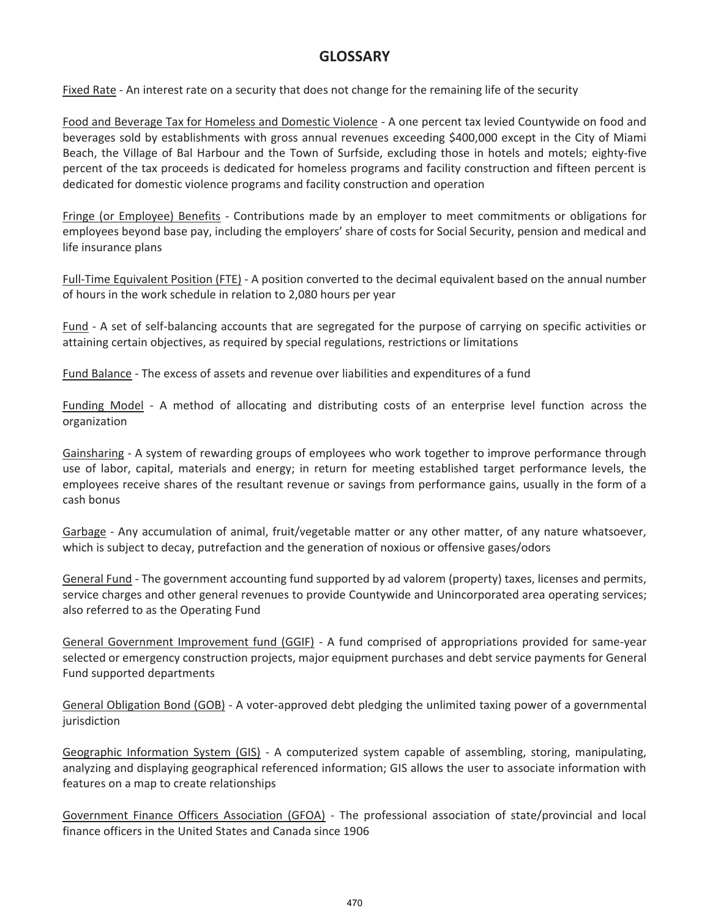# GLOSSARY

Fixed Rate - An interest rate on a security that does not change for the remaining life of the security

Food and Beverage Tax for Homeless and Domestic Violence - A one percent tax levied Countywide on food and beverages sold by establishments with gross annual revenues exceeding $400,000 except in the City of Miami Beach, the Village of Bal Harbour and the Town of Surfside, excluding those in hotels and motels; eighty-five percent of the tax proceeds is dedicated for homeless programs and facility construction and fifteen percent is dedicated for domestic violence programs and facility construction and operation

Fringe (or Employee) Benefits - Contributions made by an employer to meet commitments or obligations for employees beyond base pay, including the employers' share of costs for Social Security, pension and medical and life insurance plans

Full-Time Equivalent Position (FTE) - A position converted to the decimal equivalent based on the annual number of hours in the work schedule in relation to 2,080 hours per year

Fund - A set of self-balancing accounts that are segregated for the purpose of carrying on specific activities or attaining certain objectives, as required by special regulations, restrictions or limitations

Fund Balance - The excess of assets and revenue over liabilities and expenditures of a fund

Funding Model - A method of allocating and distributing costs of an enterprise level function across the organization

Gainsharing - A system of rewarding groups of employees who work together to improve performance through use of labor, capital, materials and energy; in return for meeting established target performance levels, the employees receive shares of the resultant revenue or savings from performance gains, usually in the form of a cash bonus

Garbage - Any accumulation of animal, fruit/vegetable matter or any other matter, of any nature whatsoever, which is subject to decay, putrefaction and the generation of noxious or offensive gases/odors

General Fund - The government accounting fund supported by ad valorem (property) taxes, licenses and permits, service charges and other general revenues to provide Countywide and Unincorporated area operating services; also referred to as the Operating Fund

General Government Improvement fund (GGIF) - A fund comprised of appropriations provided for same-year selected or emergency construction projects, major equipment purchases and debt service payments for General Fund supported departments

General Obligation Bond (GOB) - A voter-approved debt pledging the unlimited taxing power of a governmental jurisdiction

Geographic Information System (GIS) - A computerized system capable of assembling, storing, manipulating, analyzing and displaying geographical referenced information; GIS allows the user to associate information with features on a map to create relationships

Government Finance Officers Association (GFOA) - The professional association of state/provincial and local finance officers in the United States and Canada since 1906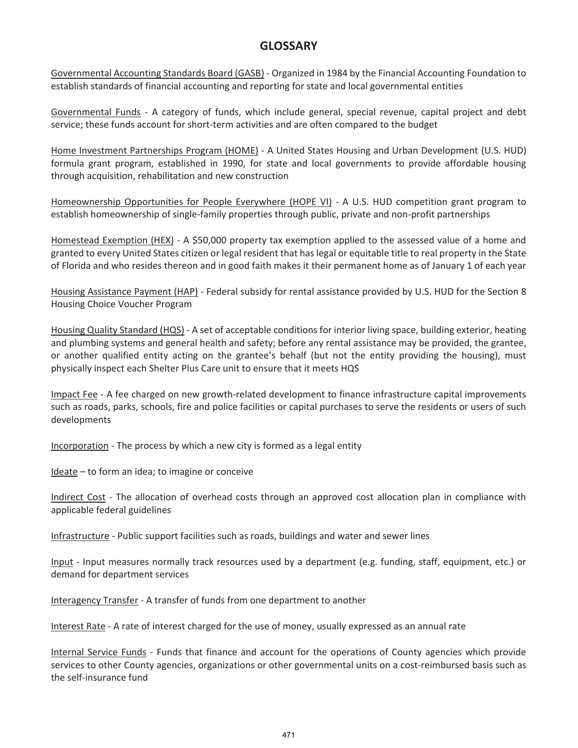# GLOSSARY

Governmental Accounting Standards Board (GASB) - Organized in 1984 by the Financial Accounting Foundation to establish standards of financial accounting and reporting for state and local governmental entities

Governmental Funds - A category of funds, which include general, special revenue, capital project and debt service; these funds account for short-term activities and are often compared to the budget

Home Investment Partnerships Program (HOME) - A United States Housing and Urban Development (U.S. HUD) formula grant program, established in 1990, for state and local governments to provide affordable housing through acquisition, rehabilitation and new construction

Homeownership Opportunities for People Everywhere (HOPE VI) - A U.S. HUD competition grant program to establish homeownership of single-family properties through public, private and non-profit partnerships

Homestead Exemption (HEX) - A $50,000 property tax exemption applied to the assessed value of a home and granted to every United States citizen or legal resident that has legal or equitable title to real property in the State of Florida and who resides thereon and in good faith makes it their permanent home as of January 1 of each year

Housing Assistance Payment (HAP) - Federal subsidy for rental assistance provided by U.S. HUD for the Section 8 Housing Choice Voucher Program

Housing Quality Standard (HQS) - A set of acceptable conditions for interior living space, building exterior, heating and plumbing systems and general health and safety; before any rental assistance may be provided, the grantee, or another qualified entity acting on the grantee's behalf (but not the entity providing the housing), must physically inspect each Shelter Plus Care unit to ensure that it meets HQS

Impact Fee - A fee charged on new growth-related development to finance infrastructure capital improvements such as roads, parks, schools, fire and police facilities or capital purchases to serve the residents or users of such developments

Incorporation - The process by which a new city is formed as a legal entity

Ideate – to form an idea; to imagine or conceive

Indirect Cost - The allocation of overhead costs through an approved cost allocation plan in compliance with applicable federal guidelines

Infrastructure - Public support facilities such as roads, buildings and water and sewer lines

Input - Input measures normally track resources used by a department (e.g. funding, staff, equipment, etc.) or demand for department services

Interagency Transfer - A transfer of funds from one department to another

Interest Rate - A rate of interest charged for the use of money, usually expressed as an annual rate

Internal Service Funds - Funds that finance and account for the operations of County agencies which provide services to other County agencies, organizations or other governmental units on a cost-reimbursed basis such as the self-insurance fund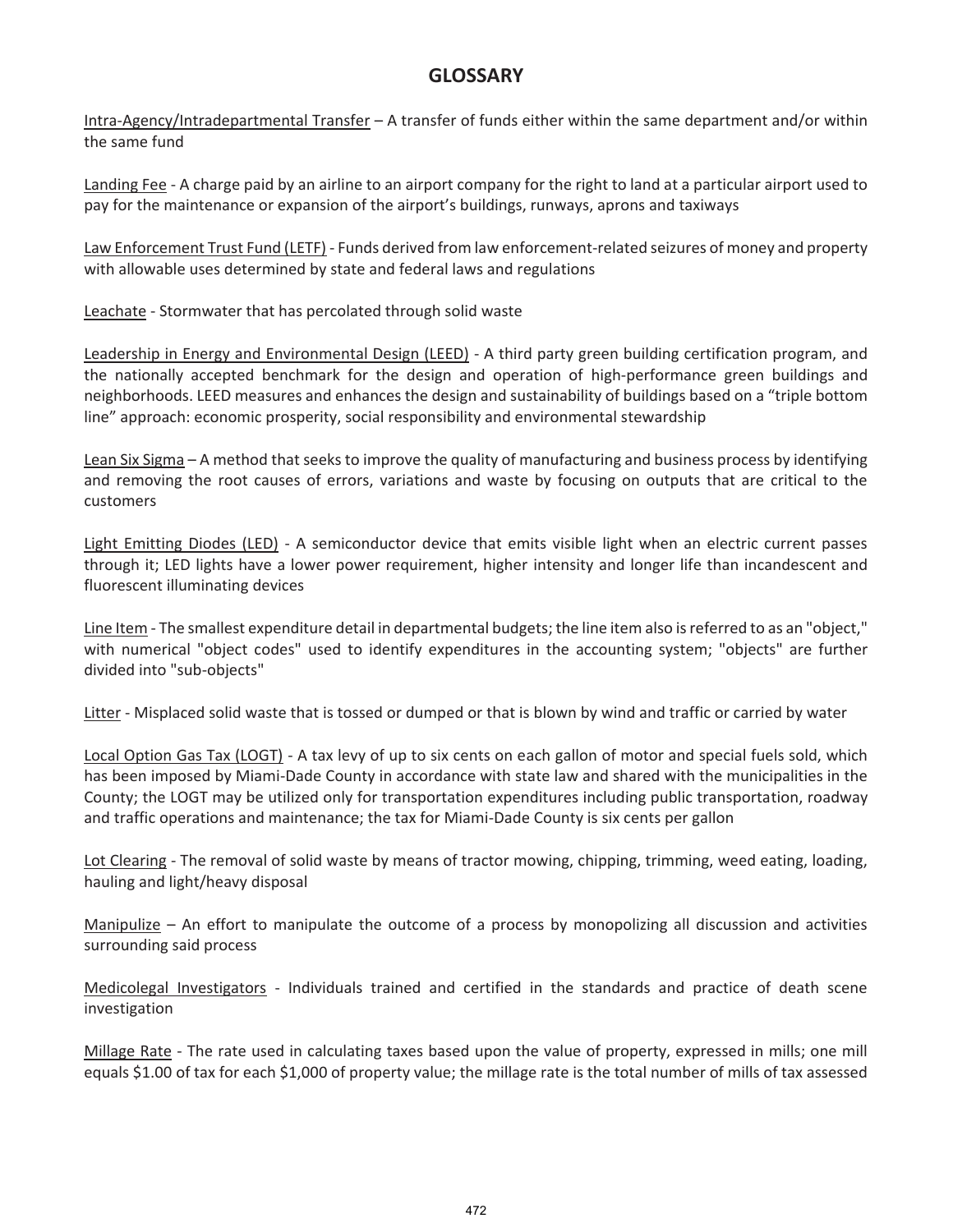# GLOSSARY

Intra-Agency/Intradepartmental Transfer – A transfer of funds either within the same department and/or within the same fund

Landing Fee - A charge paid by an airline to an airport company for the right to land at a particular airport used to pay for the maintenance or expansion of the airport's buildings, runways, aprons and taxiways

Law Enforcement Trust Fund (LETF) - Funds derived from law enforcement-related seizures of money and property with allowable uses determined by state and federal laws and regulations

Leachate - Stormwater that has percolated through solid waste

Leadership in Energy and Environmental Design (LEED) - A third party green building certification program, and the nationally accepted benchmark for the design and operation of high-performance green buildings and neighborhoods. LEED measures and enhances the design and sustainability of buildings based on a "triple bottom line" approach: economic prosperity, social responsibility and environmental stewardship

Lean Six Sigma – A method that seeks to improve the quality of manufacturing and business process by identifying and removing the root causes of errors, variations and waste by focusing on outputs that are critical to the customers

Light Emitting Diodes (LED) - A semiconductor device that emits visible light when an electric current passes through it; LED lights have a lower power requirement, higher intensity and longer life than incandescent and fluorescent illuminating devices

Line Item - The smallest expenditure detail in departmental budgets; the line item also is referred to as an "object," with numerical "object codes" used to identify expenditures in the accounting system; "objects" are further divided into "sub-objects"

Litter - Misplaced solid waste that is tossed or dumped or that is blown by wind and traffic or carried by water

Local Option Gas Tax (LOGT) - A tax levy of up to six cents on each gallon of motor and special fuels sold, which has been imposed by Miami-Dade County in accordance with state law and shared with the municipalities in the County; the LOGT may be utilized only for transportation expenditures including public transportation, roadway and traffic operations and maintenance; the tax for Miami-Dade County is six cents per gallon

Lot Clearing - The removal of solid waste by means of tractor mowing, chipping, trimming, weed eating, loading, hauling and light/heavy disposal

Manipulize – An effort to manipulate the outcome of a process by monopolizing all discussion and activities surrounding said process

Medicolegal Investigators - Individuals trained and certified in the standards and practice of death scene investigation

Millage Rate - The rate used in calculating taxes based upon the value of property, expressed in mills; one mill equals $1.00 of tax for each $1,000 of property value; the millage rate is the total number of mills of tax assessed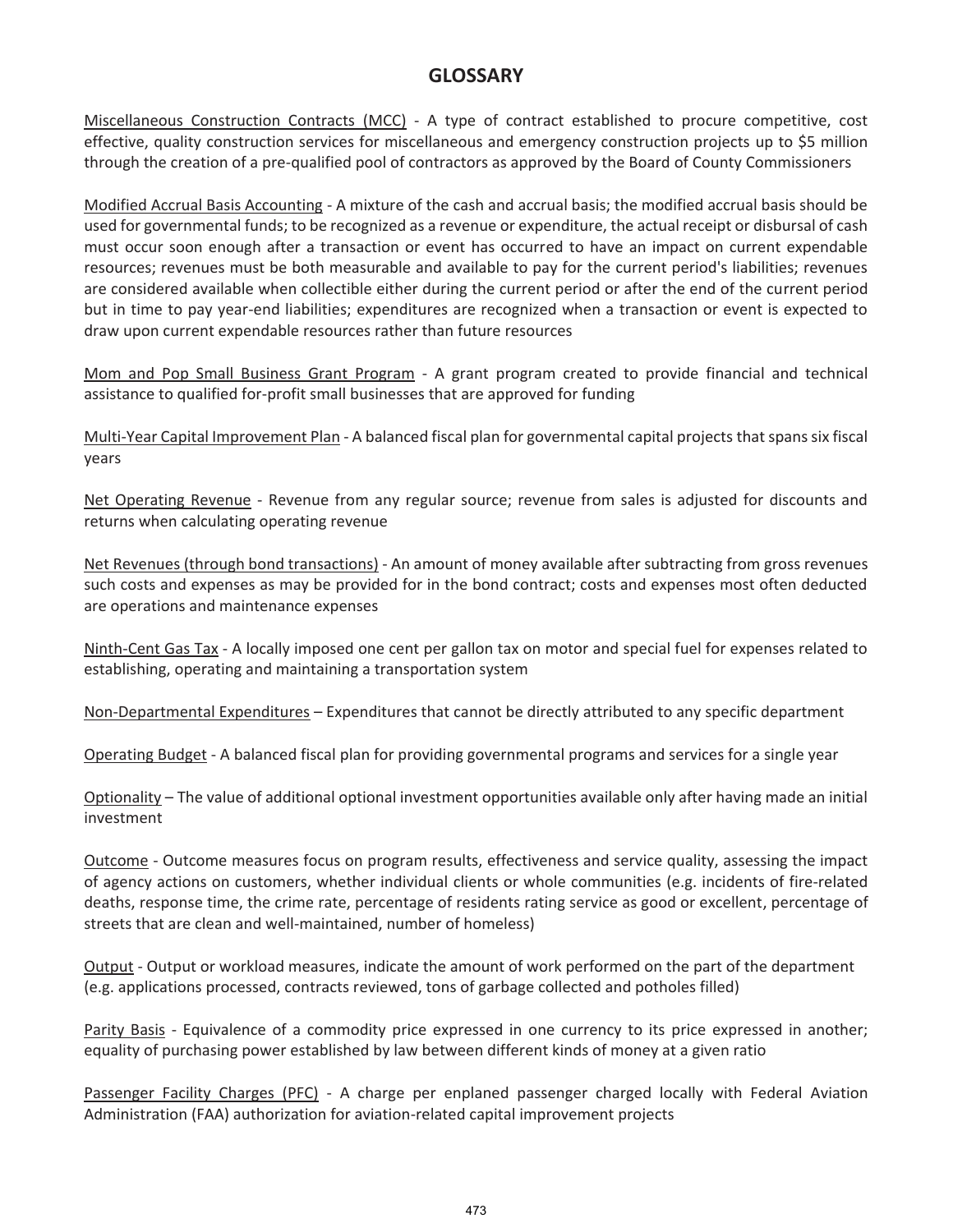## GLOSSARY

<u>Miscellaneous Construction Contracts (MCC)</u> - A type of contract established to procure competitive, cost effective, quality construction services for miscellaneous and emergency construction projects up to $5 million through the creation of a pre-qualified pool of contractors as approved by the Board of County Commissioners

<u>Modified Accrual Basis Accounting</u> - A mixture of the cash and accrual basis; the modified accrual basis should be used for governmental funds; to be recognized as a revenue or expenditure, the actual receipt or disbursal of cash must occur soon enough after a transaction or event has occurred to have an impact on current expendable resources; revenues must be both measurable and available to pay for the current period's liabilities; revenues are considered available when collectible either during the current period or after the end of the current period but in time to pay year-end liabilities; expenditures are recognized when a transaction or event is expected to draw upon current expendable resources rather than future resources

<u>Mom and Pop Small Business Grant Program</u> - A grant program created to provide financial and technical assistance to qualified for-profit small businesses that are approved for funding

<u>Multi-Year Capital Improvement Plan</u> - A balanced fiscal plan for governmental capital projects that spans six fiscal years

<u>Net Operating Revenue</u> - Revenue from any regular source; revenue from sales is adjusted for discounts and returns when calculating operating revenue

<u>Net Revenues (through bond transactions)</u> - An amount of money available after subtracting from gross revenues such costs and expenses as may be provided for in the bond contract; costs and expenses most often deducted are operations and maintenance expenses

<u>Ninth-Cent Gas Tax</u> - A locally imposed one cent per gallon tax on motor and special fuel for expenses related to establishing, operating and maintaining a transportation system

<u>Non-Departmental Expenditures</u> – Expenditures that cannot be directly attributed to any specific department

<u>Operating Budget</u> - A balanced fiscal plan for providing governmental programs and services for a single year

<u>Optionality</u> – The value of additional optional investment opportunities available only after having made an initial investment

<u>Outcome</u> - Outcome measures focus on program results, effectiveness and service quality, assessing the impact of agency actions on customers, whether individual clients or whole communities (e.g. incidents of fire-related deaths, response time, the crime rate, percentage of residents rating service as good or excellent, percentage of streets that are clean and well-maintained, number of homeless)

<u>Output</u> - Output or workload measures, indicate the amount of work performed on the part of the department (e.g. applications processed, contracts reviewed, tons of garbage collected and potholes filled)

<u>Parity Basis</u> - Equivalence of a commodity price expressed in one currency to its price expressed in another; equality of purchasing power established by law between different kinds of money at a given ratio

<u>Passenger Facility Charges (PFC)</u> - A charge per enplaned passenger charged locally with Federal Aviation Administration (FAA) authorization for aviation-related capital improvement projects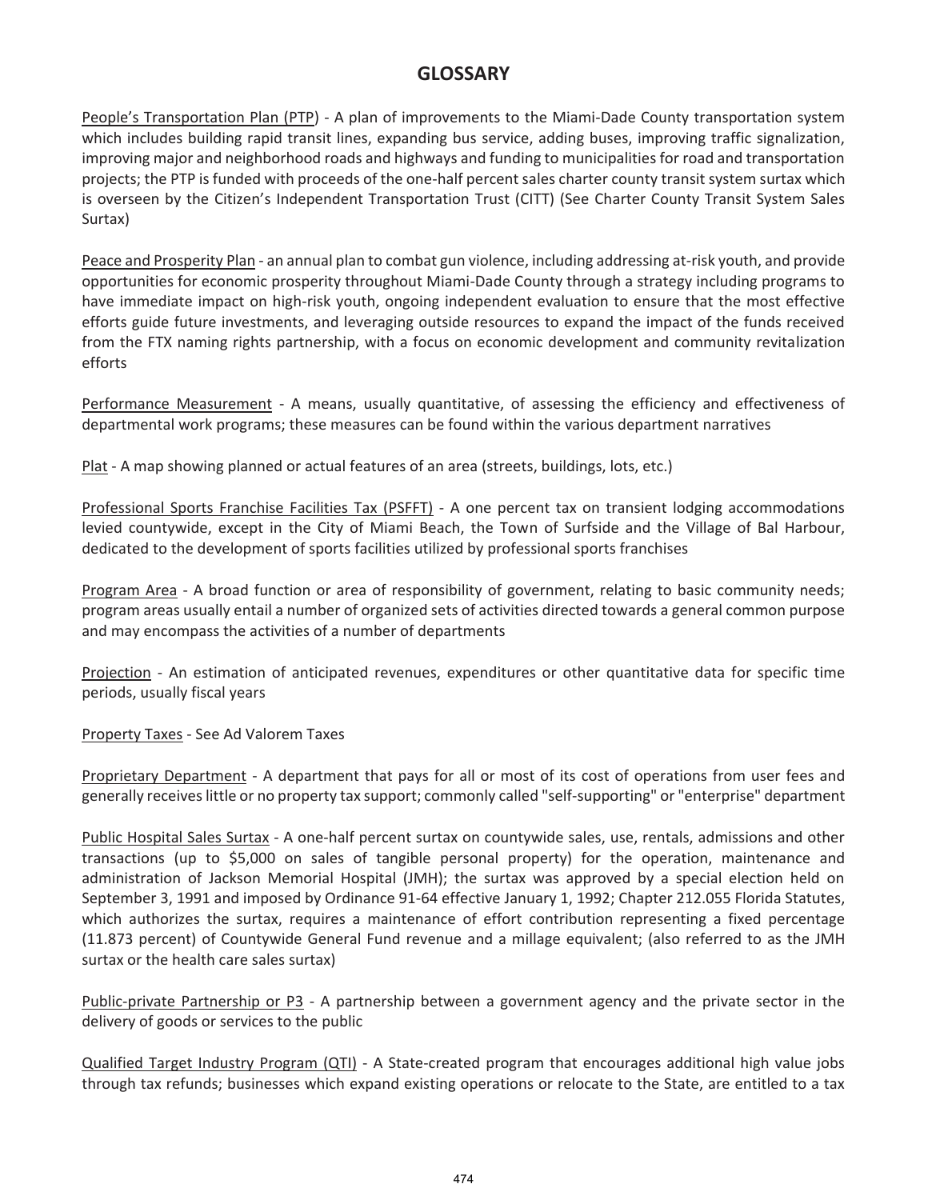# GLOSSARY

People's Transportation Plan (PTP) - A plan of improvements to the Miami-Dade County transportation system which includes building rapid transit lines, expanding bus service, adding buses, improving traffic signalization, improving major and neighborhood roads and highways and funding to municipalities for road and transportation projects; the PTP is funded with proceeds of the one-half percent sales charter county transit system surtax which is overseen by the Citizen's Independent Transportation Trust (CITT) (See Charter County Transit System Sales Surtax)

Peace and Prosperity Plan - an annual plan to combat gun violence, including addressing at-risk youth, and provide opportunities for economic prosperity throughout Miami-Dade County through a strategy including programs to have immediate impact on high-risk youth, ongoing independent evaluation to ensure that the most effective efforts guide future investments, and leveraging outside resources to expand the impact of the funds received from the FTX naming rights partnership, with a focus on economic development and community revitalization efforts

Performance Measurement - A means, usually quantitative, of assessing the efficiency and effectiveness of departmental work programs; these measures can be found within the various department narratives

Plat - A map showing planned or actual features of an area (streets, buildings, lots, etc.)

Professional Sports Franchise Facilities Tax (PSFFT) - A one percent tax on transient lodging accommodations levied countywide, except in the City of Miami Beach, the Town of Surfside and the Village of Bal Harbour, dedicated to the development of sports facilities utilized by professional sports franchises

Program Area - A broad function or area of responsibility of government, relating to basic community needs; program areas usually entail a number of organized sets of activities directed towards a general common purpose and may encompass the activities of a number of departments

Projection - An estimation of anticipated revenues, expenditures or other quantitative data for specific time periods, usually fiscal years

Property Taxes - See Ad Valorem Taxes

Proprietary Department - A department that pays for all or most of its cost of operations from user fees and generally receives little or no property tax support; commonly called "self-supporting" or "enterprise" department

Public Hospital Sales Surtax - A one-half percent surtax on countywide sales, use, rentals, admissions and other transactions (up to $5,000 on sales of tangible personal property) for the operation, maintenance and administration of Jackson Memorial Hospital (JMH); the surtax was approved by a special election held on September 3, 1991 and imposed by Ordinance 91-64 effective January 1, 1992; Chapter 212.055 Florida Statutes, which authorizes the surtax, requires a maintenance of effort contribution representing a fixed percentage (11.873 percent) of Countywide General Fund revenue and a millage equivalent; (also referred to as the JMH surtax or the health care sales surtax)

Public-private Partnership or P3 - A partnership between a government agency and the private sector in the delivery of goods or services to the public

Qualified Target Industry Program (QTI) - A State-created program that encourages additional high value jobs through tax refunds; businesses which expand existing operations or relocate to the State, are entitled to a tax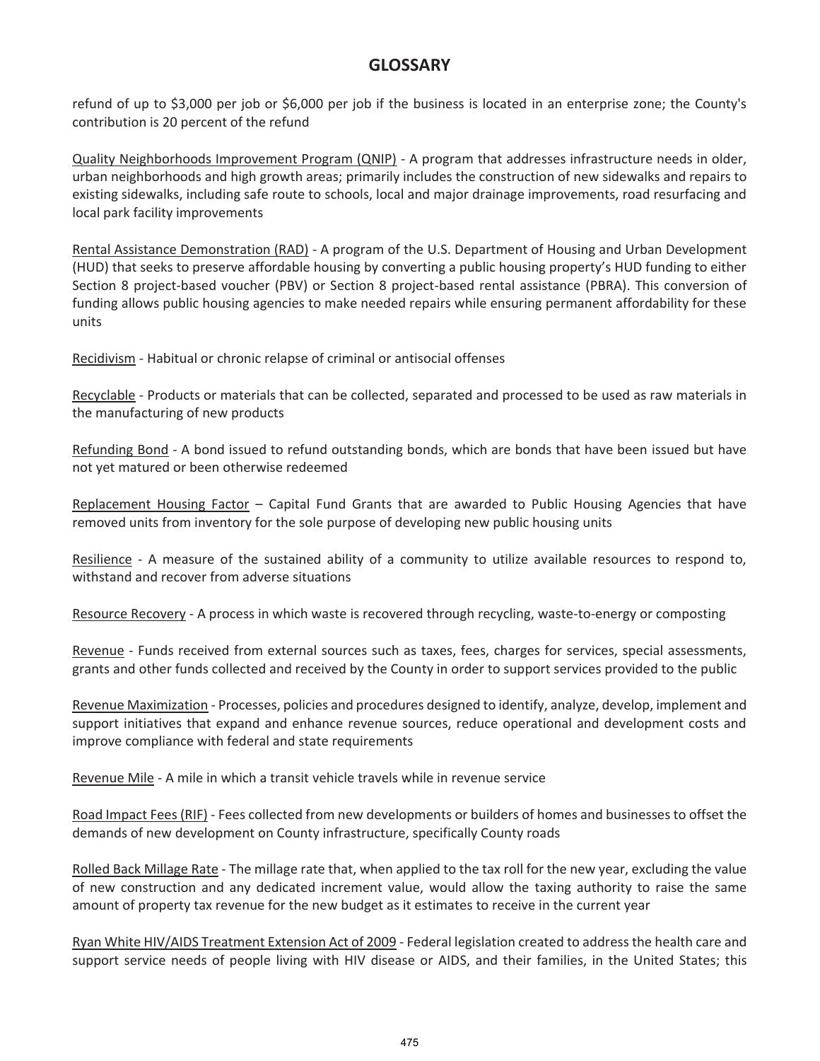## GLOSSARY

refund of up to $3,000 per job or $6,000 per job if the business is located in an enterprise zone; the County's contribution is 20 percent of the refund

Quality Neighborhoods Improvement Program (QNIP) - A program that addresses infrastructure needs in older, urban neighborhoods and high growth areas; primarily includes the construction of new sidewalks and repairs to existing sidewalks, including safe route to schools, local and major drainage improvements, road resurfacing and local park facility improvements

Rental Assistance Demonstration (RAD) - A program of the U.S. Department of Housing and Urban Development (HUD) that seeks to preserve affordable housing by converting a public housing property's HUD funding to either Section 8 project-based voucher (PBV) or Section 8 project-based rental assistance (PBRA). This conversion of funding allows public housing agencies to make needed repairs while ensuring permanent affordability for these units

Recidivism - Habitual or chronic relapse of criminal or antisocial offenses

Recyclable - Products or materials that can be collected, separated and processed to be used as raw materials in the manufacturing of new products

Refunding Bond - A bond issued to refund outstanding bonds, which are bonds that have been issued but have not yet matured or been otherwise redeemed

Replacement Housing Factor – Capital Fund Grants that are awarded to Public Housing Agencies that have removed units from inventory for the sole purpose of developing new public housing units

Resilience - A measure of the sustained ability of a community to utilize available resources to respond to, withstand and recover from adverse situations

Resource Recovery - A process in which waste is recovered through recycling, waste-to-energy or composting

Revenue - Funds received from external sources such as taxes, fees, charges for services, special assessments, grants and other funds collected and received by the County in order to support services provided to the public

Revenue Maximization - Processes, policies and procedures designed to identify, analyze, develop, implement and support initiatives that expand and enhance revenue sources, reduce operational and development costs and improve compliance with federal and state requirements

Revenue Mile - A mile in which a transit vehicle travels while in revenue service

Road Impact Fees (RIF) - Fees collected from new developments or builders of homes and businesses to offset the demands of new development on County infrastructure, specifically County roads

Rolled Back Millage Rate - The millage rate that, when applied to the tax roll for the new year, excluding the value of new construction and any dedicated increment value, would allow the taxing authority to raise the same amount of property tax revenue for the new budget as it estimates to receive in the current year

Ryan White HIV/AIDS Treatment Extension Act of 2009 - Federal legislation created to address the health care and support service needs of people living with HIV disease or AIDS, and their families, in the United States; this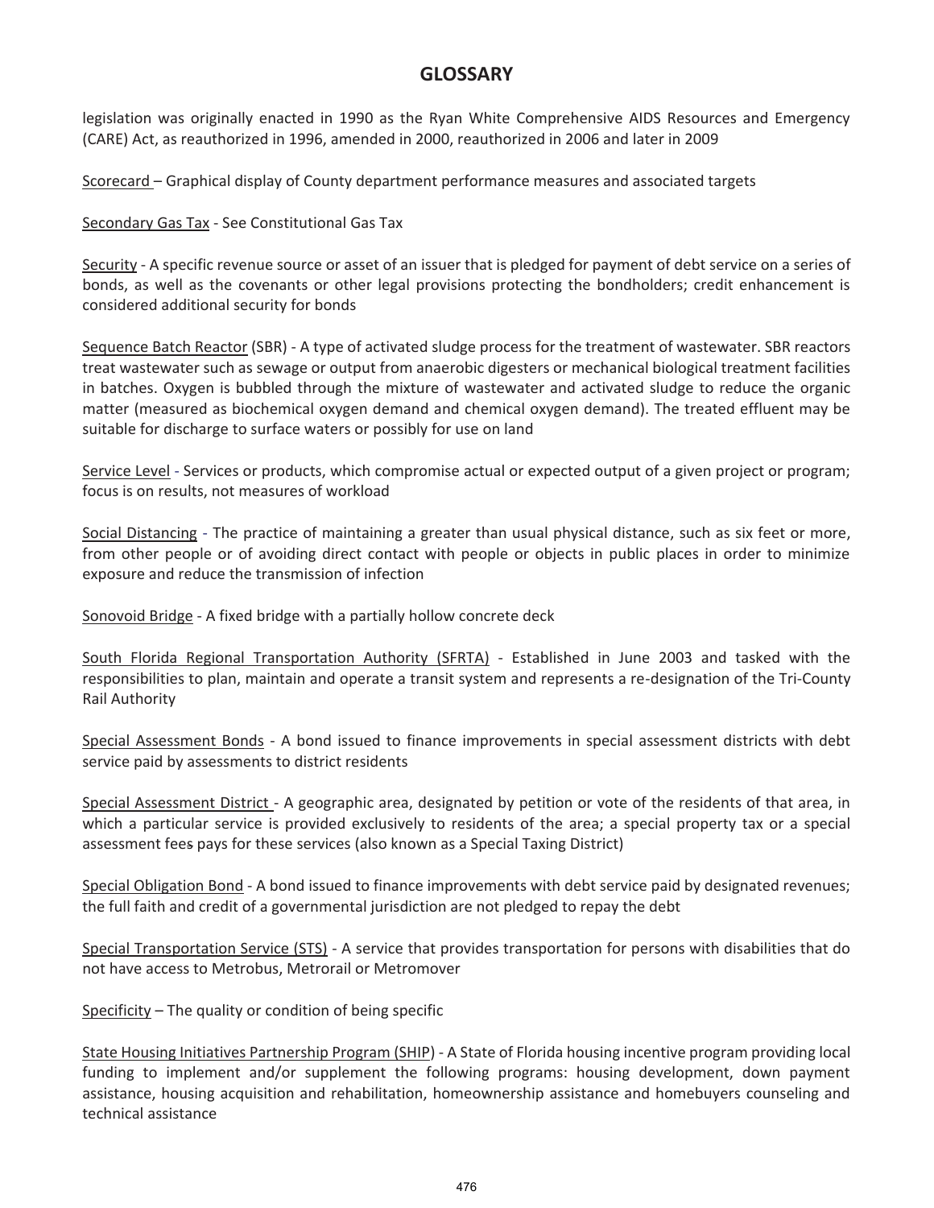## GLOSSARY

legislation was originally enacted in 1990 as the Ryan White Comprehensive AIDS Resources and Emergency (CARE) Act, as reauthorized in 1996, amended in 2000, reauthorized in 2006 and later in 2009

Scorecard – Graphical display of County department performance measures and associated targets

Secondary Gas Tax - See Constitutional Gas Tax

Security - A specific revenue source or asset of an issuer that is pledged for payment of debt service on a series of bonds, as well as the covenants or other legal provisions protecting the bondholders; credit enhancement is considered additional security for bonds

Sequence Batch Reactor (SBR) - A type of activated sludge process for the treatment of wastewater. SBR reactors treat wastewater such as sewage or output from anaerobic digesters or mechanical biological treatment facilities in batches. Oxygen is bubbled through the mixture of wastewater and activated sludge to reduce the organic matter (measured as biochemical oxygen demand and chemical oxygen demand). The treated effluent may be suitable for discharge to surface waters or possibly for use on land

Service Level - Services or products, which compromise actual or expected output of a given project or program; focus is on results, not measures of workload

Social Distancing - The practice of maintaining a greater than usual physical distance, such as six feet or more, from other people or of avoiding direct contact with people or objects in public places in order to minimize exposure and reduce the transmission of infection

Sonovoid Bridge - A fixed bridge with a partially hollow concrete deck

South Florida Regional Transportation Authority (SFRTA) - Established in June 2003 and tasked with the responsibilities to plan, maintain and operate a transit system and represents a re-designation of the Tri-County Rail Authority

Special Assessment Bonds - A bond issued to finance improvements in special assessment districts with debt service paid by assessments to district residents

Special Assessment District - A geographic area, designated by petition or vote of the residents of that area, in which a particular service is provided exclusively to residents of the area; a special property tax or a special assessment fees pays for these services (also known as a Special Taxing District)

Special Obligation Bond - A bond issued to finance improvements with debt service paid by designated revenues; the full faith and credit of a governmental jurisdiction are not pledged to repay the debt

Special Transportation Service (STS) - A service that provides transportation for persons with disabilities that do not have access to Metrobus, Metrorail or Metromover

Specificity – The quality or condition of being specific

State Housing Initiatives Partnership Program (SHIP) - A State of Florida housing incentive program providing local funding to implement and/or supplement the following programs: housing development, down payment assistance, housing acquisition and rehabilitation, homeownership assistance and homebuyers counseling and technical assistance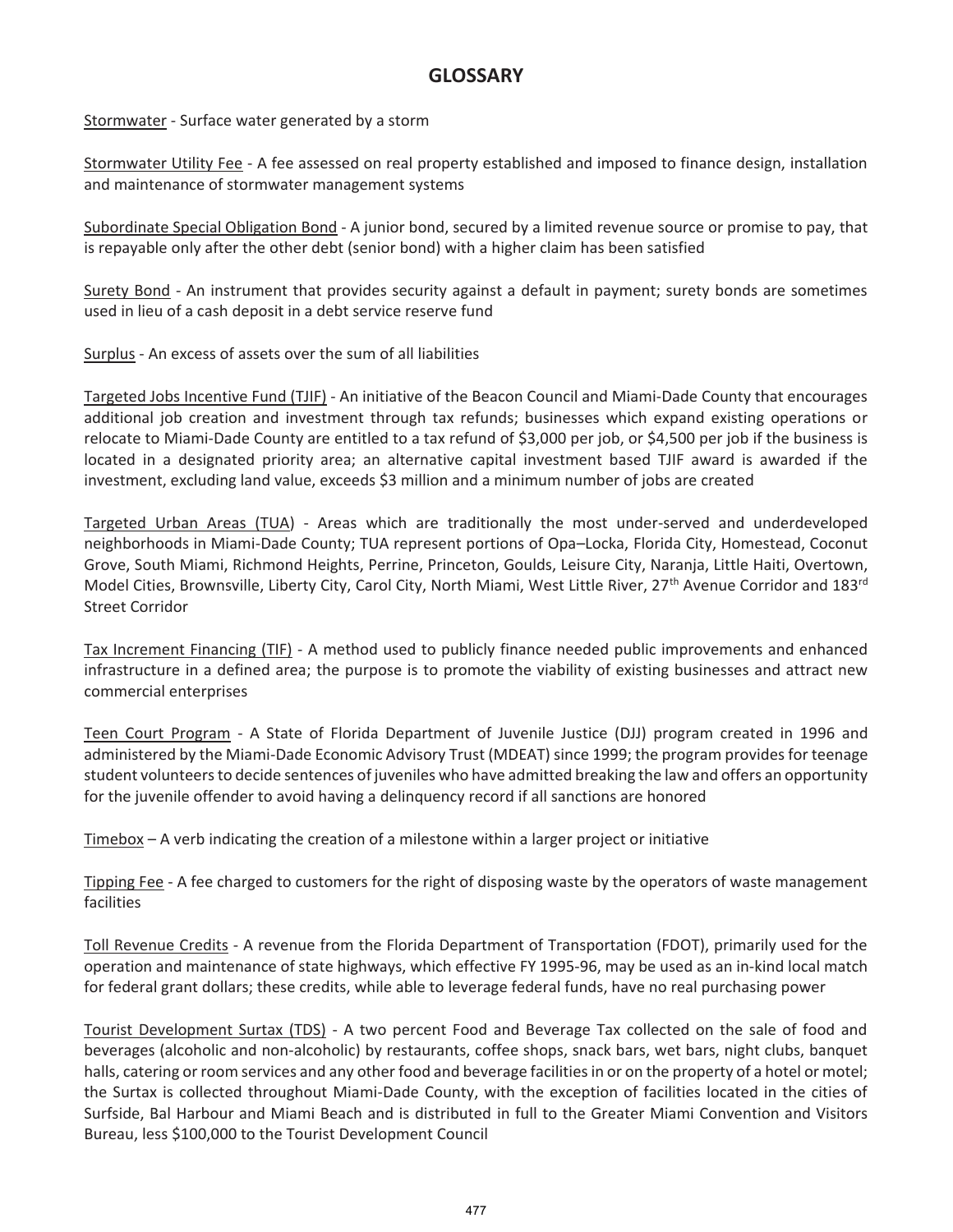## GLOSSARY

Stormwater - Surface water generated by a storm

Stormwater Utility Fee - A fee assessed on real property established and imposed to finance design, installation and maintenance of stormwater management systems

Subordinate Special Obligation Bond - A junior bond, secured by a limited revenue source or promise to pay, that is repayable only after the other debt (senior bond) with a higher claim has been satisfied

Surety Bond - An instrument that provides security against a default in payment; surety bonds are sometimes used in lieu of a cash deposit in a debt service reserve fund

Surplus - An excess of assets over the sum of all liabilities

Targeted Jobs Incentive Fund (TJIF) - An initiative of the Beacon Council and Miami-Dade County that encourages additional job creation and investment through tax refunds; businesses which expand existing operations or relocate to Miami-Dade County are entitled to a tax refund of $3,000 per job, or $4,500 per job if the business is located in a designated priority area; an alternative capital investment based TJIF award is awarded if the investment, excluding land value, exceeds $3 million and a minimum number of jobs are created

Targeted Urban Areas (TUA) - Areas which are traditionally the most under-served and underdeveloped neighborhoods in Miami-Dade County; TUA represent portions of Opa–Locka, Florida City, Homestead, Coconut Grove, South Miami, Richmond Heights, Perrine, Princeton, Goulds, Leisure City, Naranja, Little Haiti, Overtown, Model Cities, Brownsville, Liberty City, Carol City, North Miami, West Little River, 27th Avenue Corridor and 183rd Street Corridor

Tax Increment Financing (TIF) - A method used to publicly finance needed public improvements and enhanced infrastructure in a defined area; the purpose is to promote the viability of existing businesses and attract new commercial enterprises

Teen Court Program - A State of Florida Department of Juvenile Justice (DJJ) program created in 1996 and administered by the Miami-Dade Economic Advisory Trust (MDEAT) since 1999; the program provides for teenage student volunteers to decide sentences of juveniles who have admitted breaking the law and offers an opportunity for the juvenile offender to avoid having a delinquency record if all sanctions are honored

Timebox – A verb indicating the creation of a milestone within a larger project or initiative

Tipping Fee - A fee charged to customers for the right of disposing waste by the operators of waste management facilities

Toll Revenue Credits - A revenue from the Florida Department of Transportation (FDOT), primarily used for the operation and maintenance of state highways, which effective FY 1995-96, may be used as an in-kind local match for federal grant dollars; these credits, while able to leverage federal funds, have no real purchasing power

Tourist Development Surtax (TDS) - A two percent Food and Beverage Tax collected on the sale of food and beverages (alcoholic and non-alcoholic) by restaurants, coffee shops, snack bars, wet bars, night clubs, banquet halls, catering or room services and any other food and beverage facilities in or on the property of a hotel or motel; the Surtax is collected throughout Miami-Dade County, with the exception of facilities located in the cities of Surfside, Bal Harbour and Miami Beach and is distributed in full to the Greater Miami Convention and Visitors Bureau, less $100,000 to the Tourist Development Council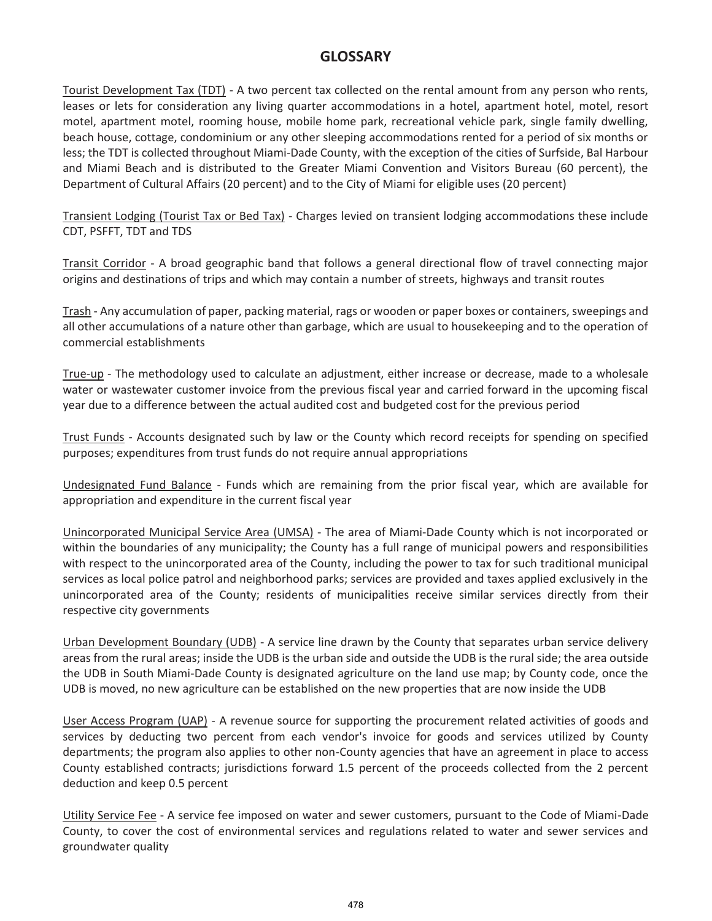## GLOSSARY

<u>Tourist Development Tax (TDT)</u> - A two percent tax collected on the rental amount from any person who rents, leases or lets for consideration any living quarter accommodations in a hotel, apartment hotel, motel, resort motel, apartment motel, rooming house, mobile home park, recreational vehicle park, single family dwelling, beach house, cottage, condominium or any other sleeping accommodations rented for a period of six months or less; the TDT is collected throughout Miami-Dade County, with the exception of the cities of Surfside, Bal Harbour and Miami Beach and is distributed to the Greater Miami Convention and Visitors Bureau (60 percent), the Department of Cultural Affairs (20 percent) and to the City of Miami for eligible uses (20 percent)

<u>Transient Lodging (Tourist Tax or Bed Tax)</u> - Charges levied on transient lodging accommodations these include CDT, PSFFT, TDT and TDS

<u>Transit Corridor</u> - A broad geographic band that follows a general directional flow of travel connecting major origins and destinations of trips and which may contain a number of streets, highways and transit routes

<u>Trash</u> - Any accumulation of paper, packing material, rags or wooden or paper boxes or containers, sweepings and all other accumulations of a nature other than garbage, which are usual to housekeeping and to the operation of commercial establishments

<u>True-up</u> - The methodology used to calculate an adjustment, either increase or decrease, made to a wholesale water or wastewater customer invoice from the previous fiscal year and carried forward in the upcoming fiscal year due to a difference between the actual audited cost and budgeted cost for the previous period

<u>Trust Funds</u> - Accounts designated such by law or the County which record receipts for spending on specified purposes; expenditures from trust funds do not require annual appropriations

<u>Undesignated Fund Balance</u> - Funds which are remaining from the prior fiscal year, which are available for appropriation and expenditure in the current fiscal year

<u>Unincorporated Municipal Service Area (UMSA)</u> - The area of Miami-Dade County which is not incorporated or within the boundaries of any municipality; the County has a full range of municipal powers and responsibilities with respect to the unincorporated area of the County, including the power to tax for such traditional municipal services as local police patrol and neighborhood parks; services are provided and taxes applied exclusively in the unincorporated area of the County; residents of municipalities receive similar services directly from their respective city governments

<u>Urban Development Boundary (UDB)</u> - A service line drawn by the County that separates urban service delivery areas from the rural areas; inside the UDB is the urban side and outside the UDB is the rural side; the area outside the UDB in South Miami-Dade County is designated agriculture on the land use map; by County code, once the UDB is moved, no new agriculture can be established on the new properties that are now inside the UDB

<u>User Access Program (UAP)</u> - A revenue source for supporting the procurement related activities of goods and services by deducting two percent from each vendor's invoice for goods and services utilized by County departments; the program also applies to other non-County agencies that have an agreement in place to access County established contracts; jurisdictions forward 1.5 percent of the proceeds collected from the 2 percent deduction and keep 0.5 percent

<u>Utility Service Fee</u> - A service fee imposed on water and sewer customers, pursuant to the Code of Miami-Dade County, to cover the cost of environmental services and regulations related to water and sewer services and groundwater quality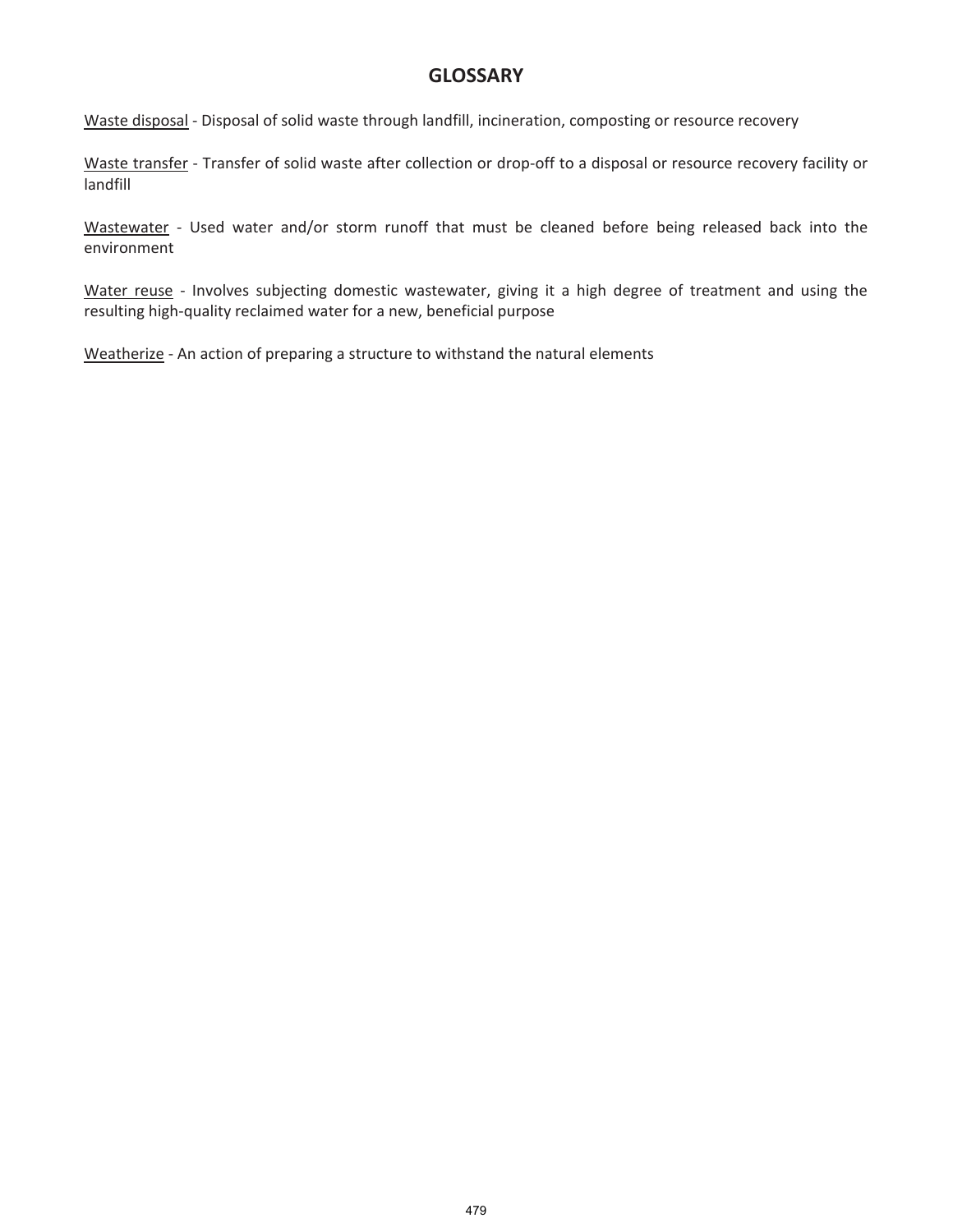## GLOSSARY

Waste disposal - Disposal of solid waste through landfill, incineration, composting or resource recovery

Waste transfer - Transfer of solid waste after collection or drop-off to a disposal or resource recovery facility or landfill

Wastewater - Used water and/or storm runoff that must be cleaned before being released back into the environment

Water reuse - Involves subjecting domestic wastewater, giving it a high degree of treatment and using the resulting high-quality reclaimed water for a new, beneficial purpose

Weatherize - An action of preparing a structure to withstand the natural elements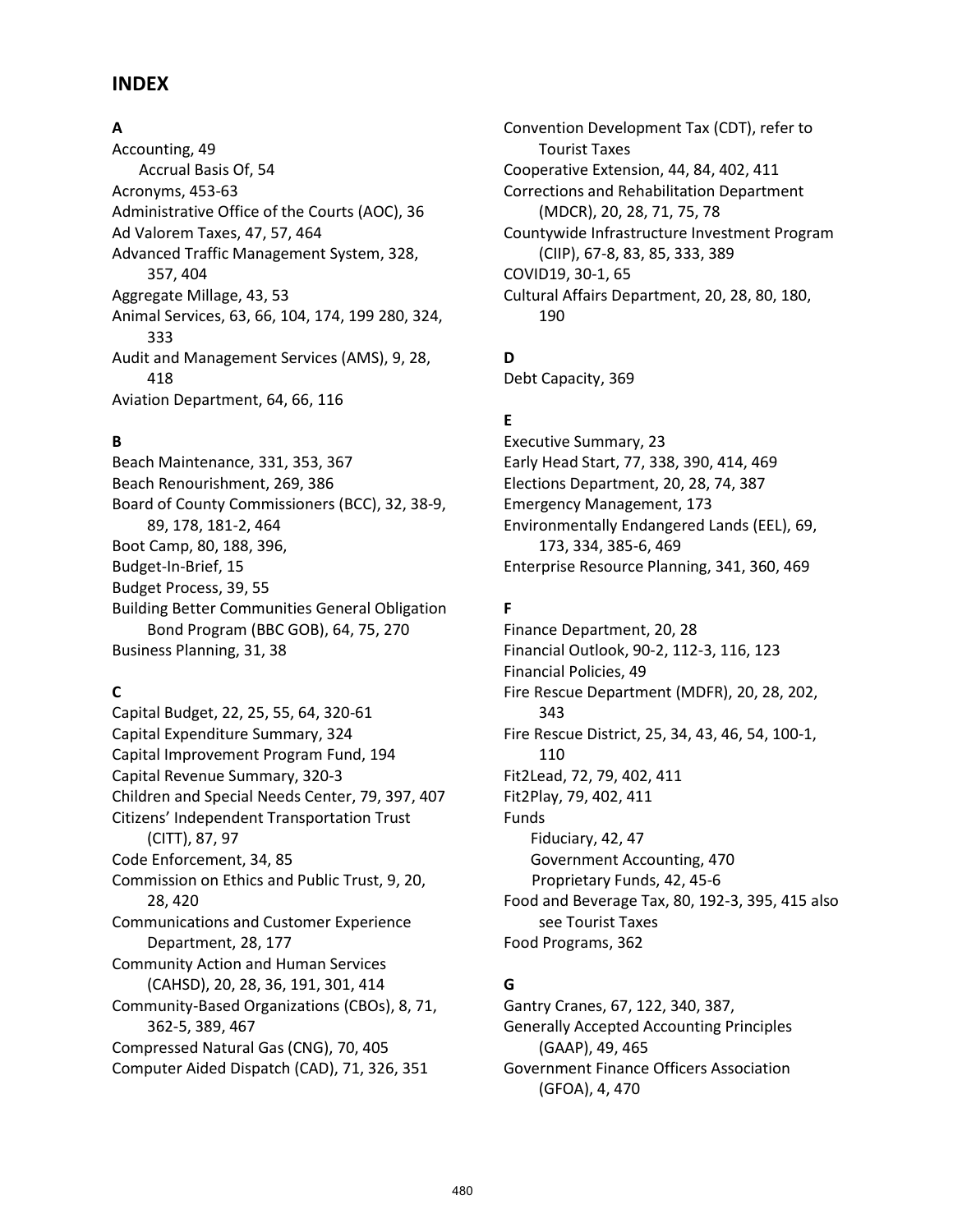# INDEX

## A

Accounting, 49
- Accrual Basis Of, 54

Acronyms, 453-63
Administrative Office of the Courts (AOC), 36
Ad Valorem Taxes, 47, 57, 464
Advanced Traffic Management System, 328, 357, 404
Aggregate Millage, 43, 53
Animal Services, 63, 66, 104, 174, 199 280, 324, 333
Audit and Management Services (AMS), 9, 28, 418
Aviation Department, 64, 66, 116

## B

Beach Maintenance, 331, 353, 367
Beach Renourishment, 269, 386
Board of County Commissioners (BCC), 32, 38-9, 89, 178, 181-2, 464
Boot Camp, 80, 188, 396,
Budget-In-Brief, 15
Budget Process, 39, 55
Building Better Communities General Obligation Bond Program (BBC GOB), 64, 75, 270
Business Planning, 31, 38

## C

Capital Budget, 22, 25, 55, 64, 320-61
Capital Expenditure Summary, 324
Capital Improvement Program Fund, 194
Capital Revenue Summary, 320-3
Children and Special Needs Center, 79, 397, 407
Citizens' Independent Transportation Trust (CITT), 87, 97
Code Enforcement, 34, 85
Commission on Ethics and Public Trust, 9, 20, 28, 420
Communications and Customer Experience Department, 28, 177
Community Action and Human Services (CAHSD), 20, 28, 36, 191, 301, 414
Community-Based Organizations (CBOs), 8, 71, 362-5, 389, 467
Compressed Natural Gas (CNG), 70, 405
Computer Aided Dispatch (CAD), 71, 326, 351
Convention Development Tax (CDT), refer to Tourist Taxes
Cooperative Extension, 44, 84, 402, 411
Corrections and Rehabilitation Department (MDCR), 20, 28, 71, 75, 78
Countywide Infrastructure Investment Program (CIIP), 67-8, 83, 85, 333, 389
COVID19, 30-1, 65
Cultural Affairs Department, 20, 28, 80, 180, 190

## D

Debt Capacity, 369

## E

Executive Summary, 23
Early Head Start, 77, 338, 390, 414, 469
Elections Department, 20, 28, 74, 387
Emergency Management, 173
Environmentally Endangered Lands (EEL), 69, 173, 334, 385-6, 469
Enterprise Resource Planning, 341, 360, 469

## F

Finance Department, 20, 28
Financial Outlook, 90-2, 112-3, 116, 123
Financial Policies, 49
Fire Rescue Department (MDFR), 20, 28, 202, 343
Fire Rescue District, 25, 34, 43, 46, 54, 100-1, 110
Fit2Lead, 72, 79, 402, 411
Fit2Play, 79, 402, 411
Funds
- Fiduciary, 42, 47
- Government Accounting, 470
- Proprietary Funds, 42, 45-6

Food and Beverage Tax, 80, 192-3, 395, 415 also see Tourist Taxes
Food Programs, 362

## G

Gantry Cranes, 67, 122, 340, 387,
Generally Accepted Accounting Principles (GAAP), 49, 465
Government Finance Officers Association (GFOA), 4, 470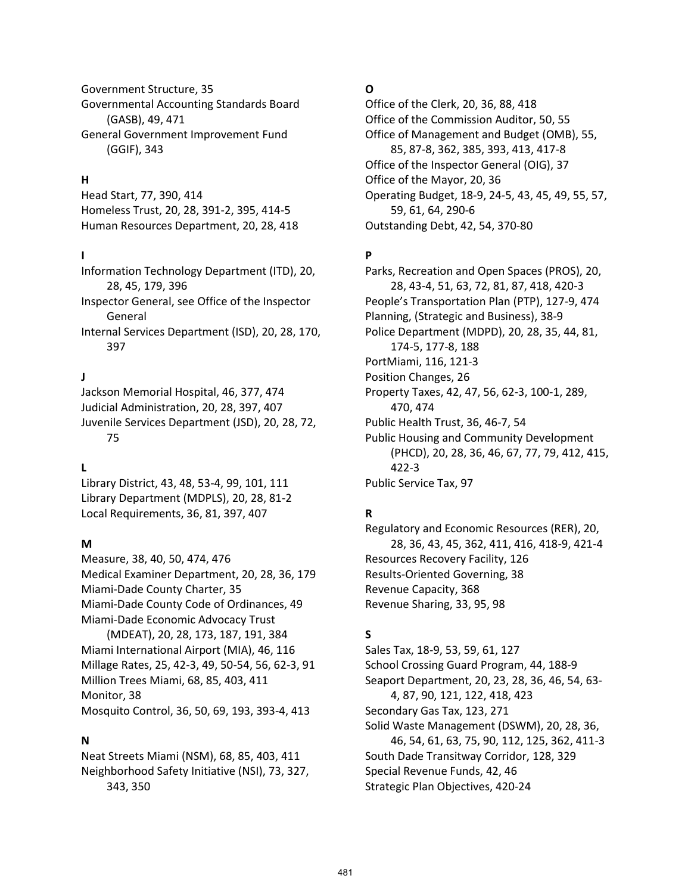Government Structure, 35
Governmental Accounting Standards Board (GASB), 49, 471
General Government Improvement Fund (GGIF), 343

**H**

Head Start, 77, 390, 414
Homeless Trust, 20, 28, 391-2, 395, 414-5
Human Resources Department, 20, 28, 418

**I**

Information Technology Department (ITD), 20, 28, 45, 179, 396
Inspector General, see Office of the Inspector General
Internal Services Department (ISD), 20, 28, 170, 397

**J**

Jackson Memorial Hospital, 46, 377, 474
Judicial Administration, 20, 28, 397, 407
Juvenile Services Department (JSD), 20, 28, 72, 75

**L**

Library District, 43, 48, 53-4, 99, 101, 111
Library Department (MDPLS), 20, 28, 81-2
Local Requirements, 36, 81, 397, 407

**M**

Measure, 38, 40, 50, 474, 476
Medical Examiner Department, 20, 28, 36, 179
Miami-Dade County Charter, 35
Miami-Dade County Code of Ordinances, 49
Miami-Dade Economic Advocacy Trust (MDEAT), 20, 28, 173, 187, 191, 384
Miami International Airport (MIA), 46, 116
Millage Rates, 25, 42-3, 49, 50-54, 56, 62-3, 91
Million Trees Miami, 68, 85, 403, 411
Monitor, 38
Mosquito Control, 36, 50, 69, 193, 393-4, 413

**N**

Neat Streets Miami (NSM), 68, 85, 403, 411
Neighborhood Safety Initiative (NSI), 73, 327, 343, 350

**O**

Office of the Clerk, 20, 36, 88, 418
Office of the Commission Auditor, 50, 55
Office of Management and Budget (OMB), 55, 85, 87-8, 362, 385, 393, 413, 417-8
Office of the Inspector General (OIG), 37
Office of the Mayor, 20, 36
Operating Budget, 18-9, 24-5, 43, 45, 49, 55, 57, 59, 61, 64, 290-6
Outstanding Debt, 42, 54, 370-80

**P**

Parks, Recreation and Open Spaces (PROS), 20, 28, 43-4, 51, 63, 72, 81, 87, 418, 420-3
People's Transportation Plan (PTP), 127-9, 474
Planning, (Strategic and Business), 38-9
Police Department (MDPD), 20, 28, 35, 44, 81, 174-5, 177-8, 188
PortMiami, 116, 121-3
Position Changes, 26
Property Taxes, 42, 47, 56, 62-3, 100-1, 289, 470, 474
Public Health Trust, 36, 46-7, 54
Public Housing and Community Development (PHCD), 20, 28, 36, 46, 67, 77, 79, 412, 415, 422-3
Public Service Tax, 97

**R**

Regulatory and Economic Resources (RER), 20, 28, 36, 43, 45, 362, 411, 416, 418-9, 421-4
Resources Recovery Facility, 126
Results-Oriented Governing, 38
Revenue Capacity, 368
Revenue Sharing, 33, 95, 98

**S**

Sales Tax, 18-9, 53, 59, 61, 127
School Crossing Guard Program, 44, 188-9
Seaport Department, 20, 23, 28, 36, 46, 54, 63-4, 87, 90, 121, 122, 418, 423
Secondary Gas Tax, 123, 271
Solid Waste Management (DSWM), 20, 28, 36, 46, 54, 61, 63, 75, 90, 112, 125, 362, 411-3
South Dade Transitway Corridor, 128, 329
Special Revenue Funds, 42, 46
Strategic Plan Objectives, 420-24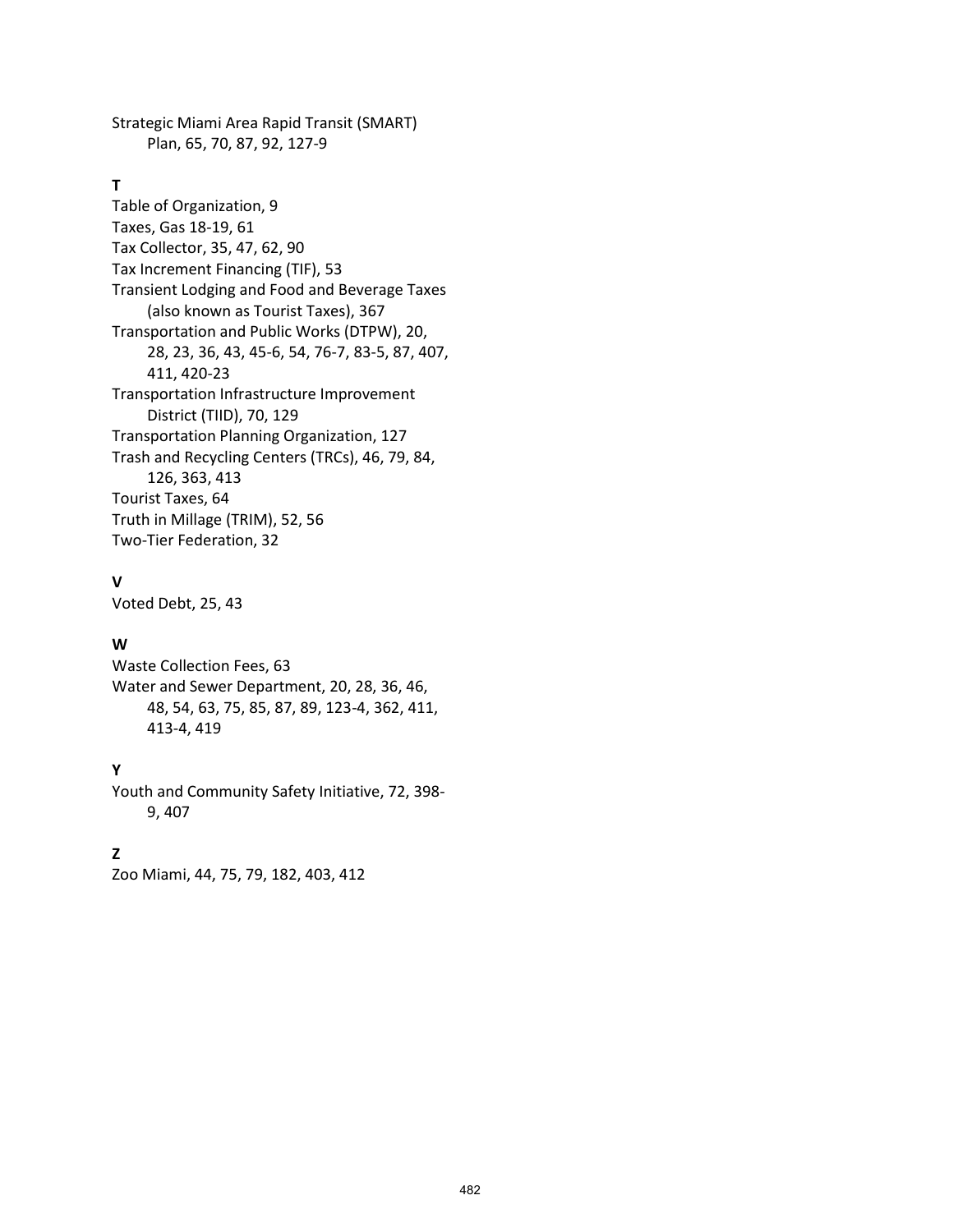Strategic Miami Area Rapid Transit (SMART) Plan, 65, 70, 87, 92, 127-9

**T**

Table of Organization, 9
Taxes, Gas 18-19, 61
Tax Collector, 35, 47, 62, 90
Tax Increment Financing (TIF), 53
Transient Lodging and Food and Beverage Taxes (also known as Tourist Taxes), 367
Transportation and Public Works (DTPW), 20, 28, 23, 36, 43, 45-6, 54, 76-7, 83-5, 87, 407, 411, 420-23
Transportation Infrastructure Improvement District (TIID), 70, 129
Transportation Planning Organization, 127
Trash and Recycling Centers (TRCs), 46, 79, 84, 126, 363, 413
Tourist Taxes, 64
Truth in Millage (TRIM), 52, 56
Two-Tier Federation, 32

**V**

Voted Debt, 25, 43

**W**

Waste Collection Fees, 63
Water and Sewer Department, 20, 28, 36, 46, 48, 54, 63, 75, 85, 87, 89, 123-4, 362, 411, 413-4, 419

**Y**

Youth and Community Safety Initiative, 72, 398-9, 407

**Z**

Zoo Miami, 44, 75, 79, 182, 403, 412